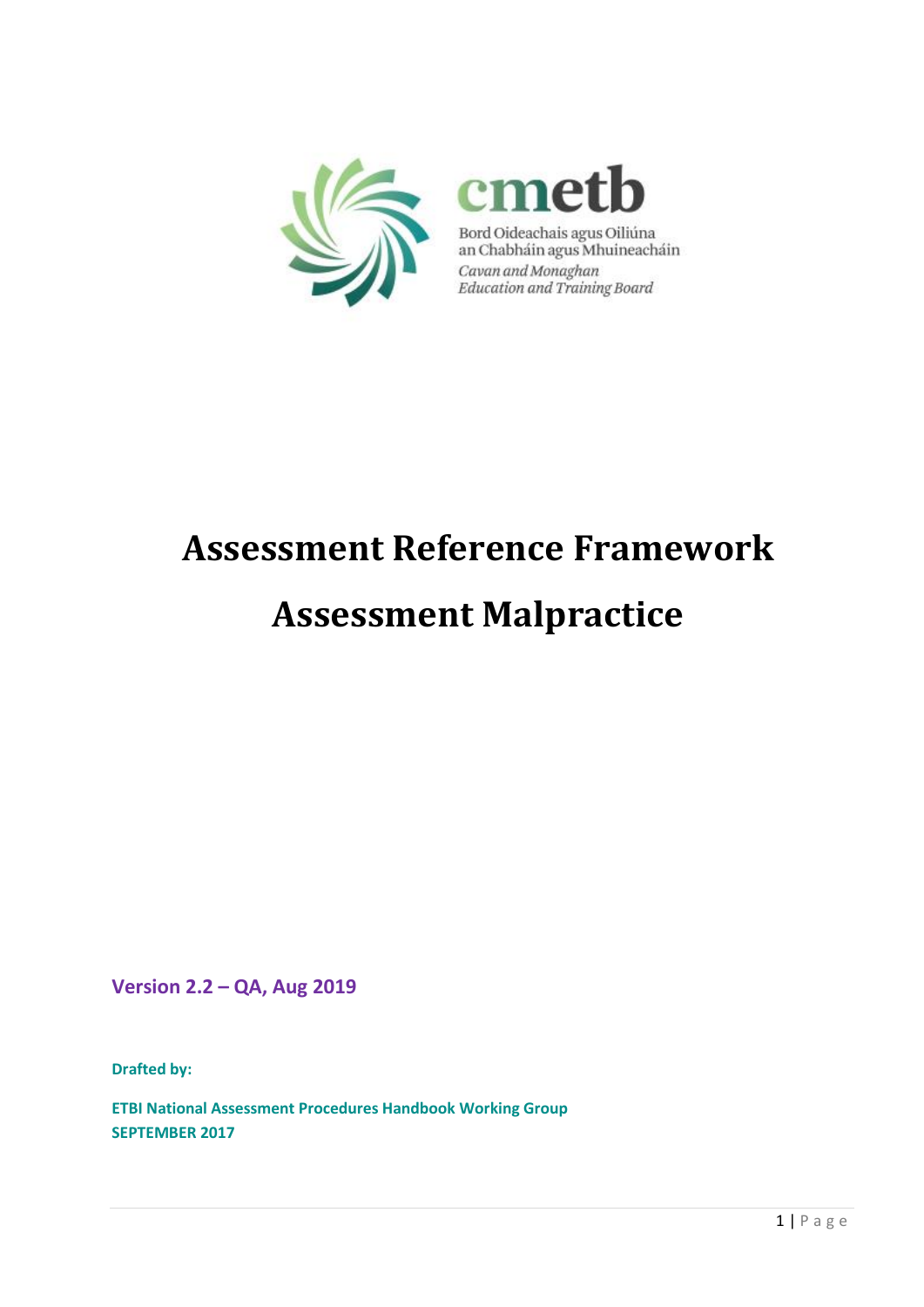cmetb

Bord Oideachais agus Oiliúna an Chabháin agus Mhuineacháin

*Cavan and Monaghan Education and Training Board*

# Assessment Reference Framework

# Assessment Malpractice

**Version 2.2 – QA, Aug 2019**

**Drafted by:**

**ETBI National Assessment Procedures Handbook Working Group**
**SEPTEMBER 2017**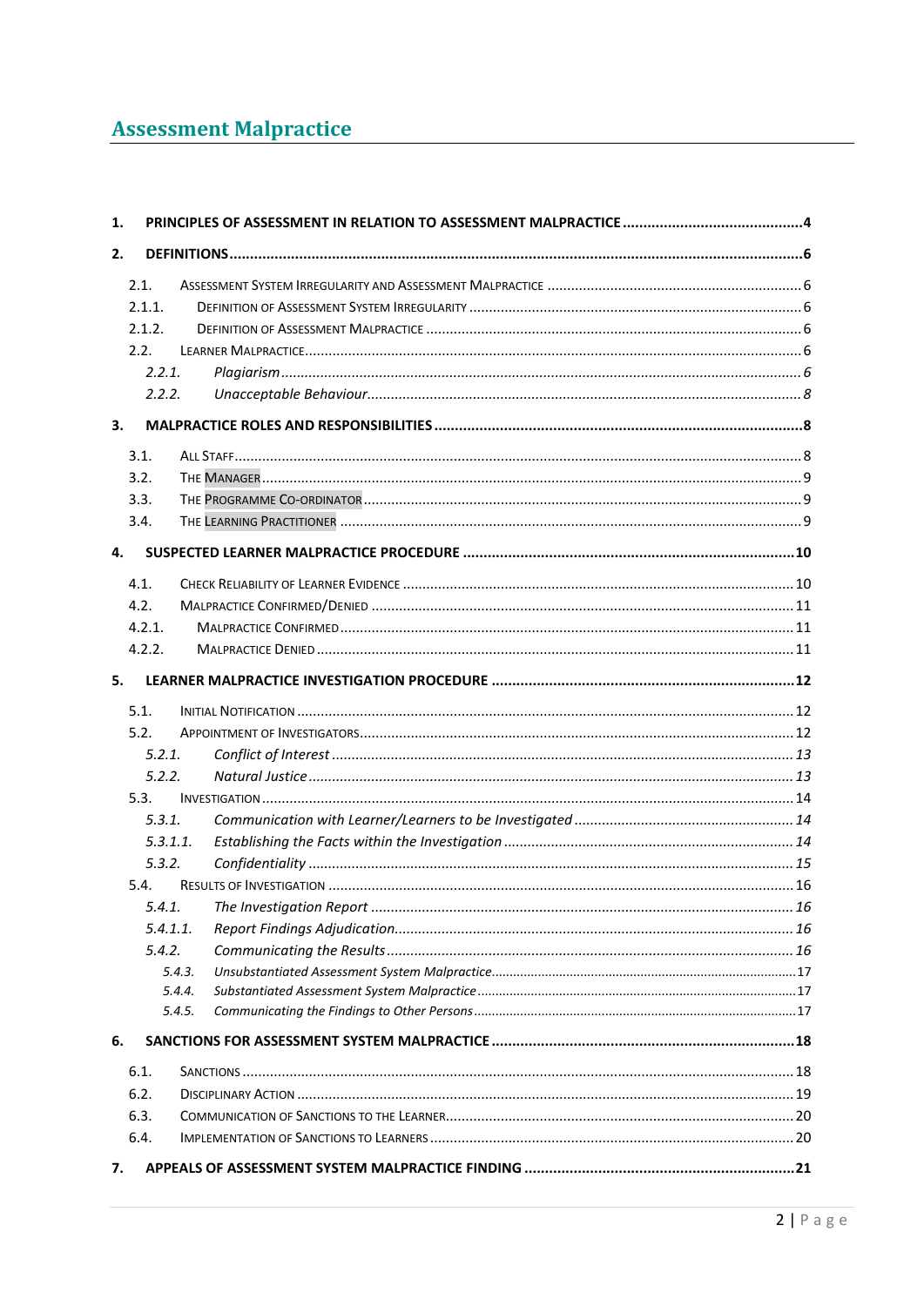# Assessment Malpractice

1. **PRINCIPLES OF ASSESSMENT IN RELATION TO ASSESSMENT MALPRACTICE** ..... 4
2. **DEFINITIONS** ..... 6
   - 2.1. Assessment System Irregularity and Assessment Malpractice ..... 6
   - 2.1.1. Definition of Assessment System Irregularity ..... 6
   - 2.1.2. Definition of Assessment Malpractice ..... 6
   - 2.2. Learner Malpractice ..... 6
     - *2.2.1. Plagiarism* ..... *6*
     - *2.2.2. Unacceptable Behaviour* ..... *8*
3. **MALPRACTICE ROLES AND RESPONSIBILITIES** ..... 8
   - 3.1. All Staff ..... 8
   - 3.2. The Manager ..... 9
   - 3.3. The Programme Co-ordinator ..... 9
   - 3.4. The Learning Practitioner ..... 9
4. **SUSPECTED LEARNER MALPRACTICE PROCEDURE** ..... 10
   - 4.1. Check Reliability of Learner Evidence ..... 10
   - 4.2. Malpractice Confirmed/Denied ..... 11
   - 4.2.1. Malpractice Confirmed ..... 11
   - 4.2.2. Malpractice Denied ..... 11
5. **LEARNER MALPRACTICE INVESTIGATION PROCEDURE** ..... 12
   - 5.1. Initial Notification ..... 12
   - 5.2. Appointment of Investigators ..... 12
     - *5.2.1. Conflict of Interest* ..... *13*
     - *5.2.2. Natural Justice* ..... *13*
   - 5.3. Investigation ..... 14
     - *5.3.1. Communication with Learner/Learners to be Investigated* ..... *14*
     - *5.3.1.1. Establishing the Facts within the Investigation* ..... *14*
     - *5.3.2. Confidentiality* ..... *15*
   - 5.4. Results of Investigation ..... 16
     - *5.4.1. The Investigation Report* ..... *16*
     - *5.4.1.1. Report Findings Adjudication* ..... *16*
     - *5.4.2. Communicating the Results* ..... *16*
       - *5.4.3. Unsubstantiated Assessment System Malpractice* ..... 17
       - *5.4.4. Substantiated Assessment System Malpractice* ..... 17
       - *5.4.5. Communicating the Findings to Other Persons* ..... 17
6. **SANCTIONS FOR ASSESSMENT SYSTEM MALPRACTICE** ..... 18
   - 6.1. Sanctions ..... 18
   - 6.2. Disciplinary Action ..... 19
   - 6.3. Communication of Sanctions to the Learner ..... 20
   - 6.4. Implementation of Sanctions to Learners ..... 20
7. **APPEALS OF ASSESSMENT SYSTEM MALPRACTICE FINDING** ..... 21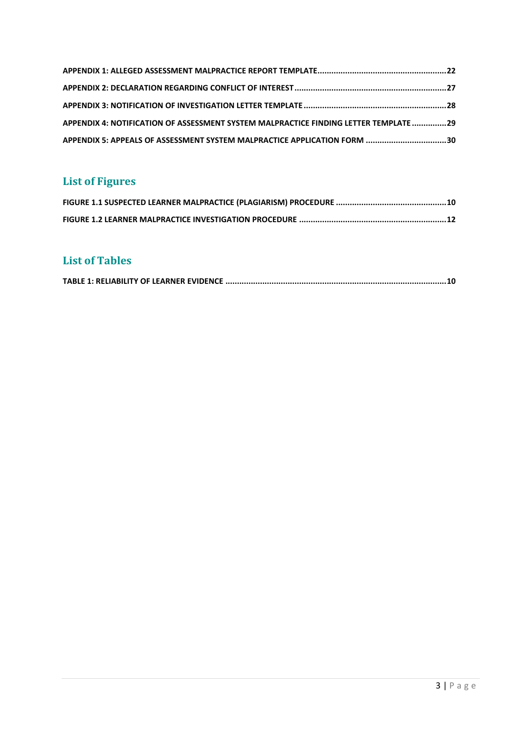**APPENDIX 1: ALLEGED ASSESSMENT MALPRACTICE REPORT TEMPLATE........................................................22**

**APPENDIX 2: DECLARATION REGARDING CONFLICT OF INTEREST.................................................................27**

**APPENDIX 3: NOTIFICATION OF INVESTIGATION LETTER TEMPLATE.............................................................28**

**APPENDIX 4: NOTIFICATION OF ASSESSMENT SYSTEM MALPRACTICE FINDING LETTER TEMPLATE ...............29**

**APPENDIX 5: APPEALS OF ASSESSMENT SYSTEM MALPRACTICE APPLICATION FORM ..................................30**

## List of Figures

**FIGURE 1.1 SUSPECTED LEARNER MALPRACTICE (PLAGIARISM) PROCEDURE ................................................10**

**FIGURE 1.2 LEARNER MALPRACTICE INVESTIGATION PROCEDURE ...............................................................12**

## List of Tables

**TABLE 1: RELIABILITY OF LEARNER EVIDENCE ...............................................................................................10**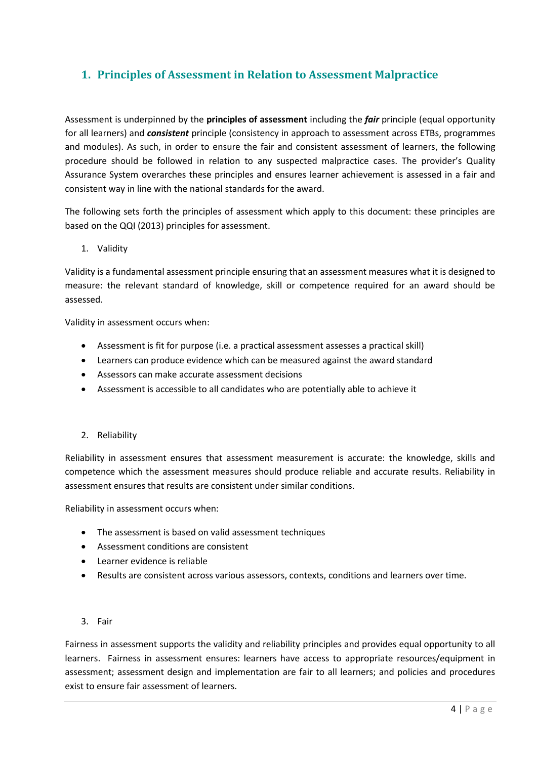## 1. Principles of Assessment in Relation to Assessment Malpractice

Assessment is underpinned by the **principles of assessment** including the ***fair*** principle (equal opportunity for all learners) and ***consistent*** principle (consistency in approach to assessment across ETBs, programmes and modules). As such, in order to ensure the fair and consistent assessment of learners, the following procedure should be followed in relation to any suspected malpractice cases. The provider's Quality Assurance System overarches these principles and ensures learner achievement is assessed in a fair and consistent way in line with the national standards for the award.

The following sets forth the principles of assessment which apply to this document: these principles are based on the QQI (2013) principles for assessment.

1. Validity

Validity is a fundamental assessment principle ensuring that an assessment measures what it is designed to measure: the relevant standard of knowledge, skill or competence required for an award should be assessed.

Validity in assessment occurs when:

- Assessment is fit for purpose (i.e. a practical assessment assesses a practical skill)
- Learners can produce evidence which can be measured against the award standard
- Assessors can make accurate assessment decisions
- Assessment is accessible to all candidates who are potentially able to achieve it

2. Reliability

Reliability in assessment ensures that assessment measurement is accurate: the knowledge, skills and competence which the assessment measures should produce reliable and accurate results. Reliability in assessment ensures that results are consistent under similar conditions.

Reliability in assessment occurs when:

- The assessment is based on valid assessment techniques
- Assessment conditions are consistent
- Learner evidence is reliable
- Results are consistent across various assessors, contexts, conditions and learners over time.

3. Fair

Fairness in assessment supports the validity and reliability principles and provides equal opportunity to all learners. Fairness in assessment ensures: learners have access to appropriate resources/equipment in assessment; assessment design and implementation are fair to all learners; and policies and procedures exist to ensure fair assessment of learners.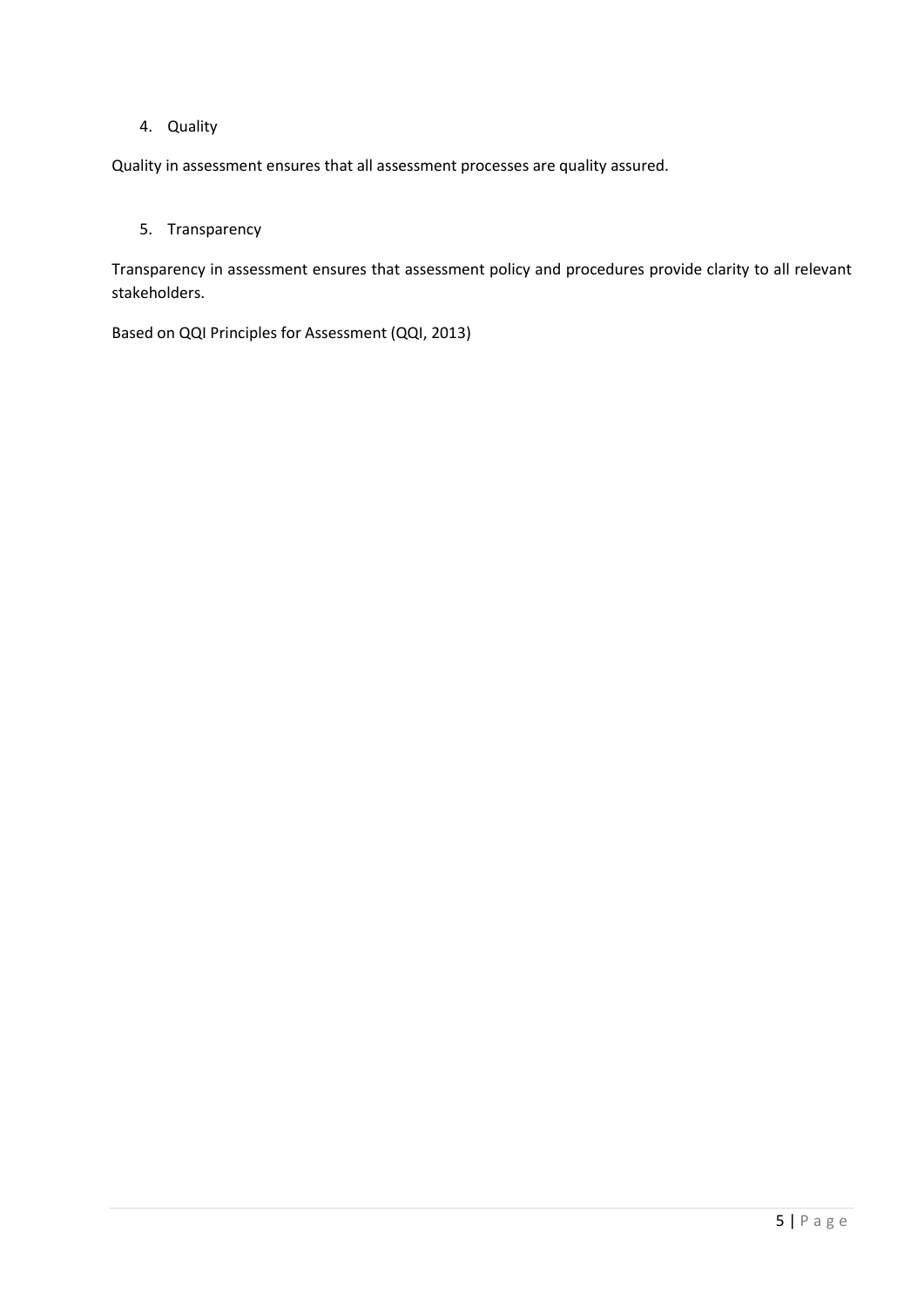4. Quality

Quality in assessment ensures that all assessment processes are quality assured.

5. Transparency

Transparency in assessment ensures that assessment policy and procedures provide clarity to all relevant stakeholders.

Based on QQI Principles for Assessment (QQI, 2013)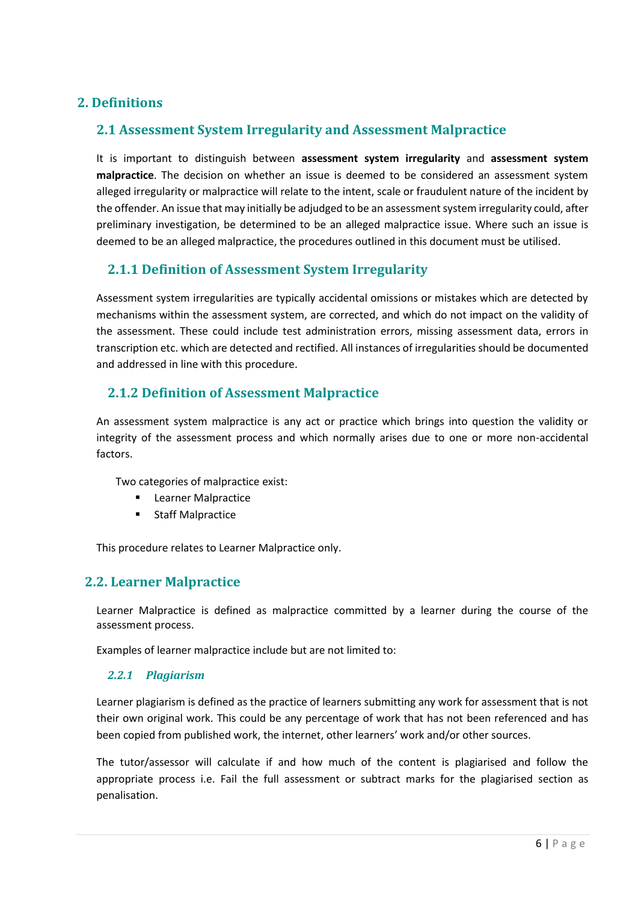# 2. Definitions

## 2.1 Assessment System Irregularity and Assessment Malpractice

It is important to distinguish between **assessment system irregularity** and **assessment system malpractice**. The decision on whether an issue is deemed to be considered an assessment system alleged irregularity or malpractice will relate to the intent, scale or fraudulent nature of the incident by the offender. An issue that may initially be adjudged to be an assessment system irregularity could, after preliminary investigation, be determined to be an alleged malpractice issue. Where such an issue is deemed to be an alleged malpractice, the procedures outlined in this document must be utilised.

### 2.1.1 Definition of Assessment System Irregularity

Assessment system irregularities are typically accidental omissions or mistakes which are detected by mechanisms within the assessment system, are corrected, and which do not impact on the validity of the assessment. These could include test administration errors, missing assessment data, errors in transcription etc. which are detected and rectified. All instances of irregularities should be documented and addressed in line with this procedure.

### 2.1.2 Definition of Assessment Malpractice

An assessment system malpractice is any act or practice which brings into question the validity or integrity of the assessment process and which normally arises due to one or more non-accidental factors.

Two categories of malpractice exist:

- Learner Malpractice
- Staff Malpractice

This procedure relates to Learner Malpractice only.

## 2.2. Learner Malpractice

Learner Malpractice is defined as malpractice committed by a learner during the course of the assessment process.

Examples of learner malpractice include but are not limited to:

#### *2.2.1 Plagiarism*

Learner plagiarism is defined as the practice of learners submitting any work for assessment that is not their own original work. This could be any percentage of work that has not been referenced and has been copied from published work, the internet, other learners' work and/or other sources.

The tutor/assessor will calculate if and how much of the content is plagiarised and follow the appropriate process i.e. Fail the full assessment or subtract marks for the plagiarised section as penalisation.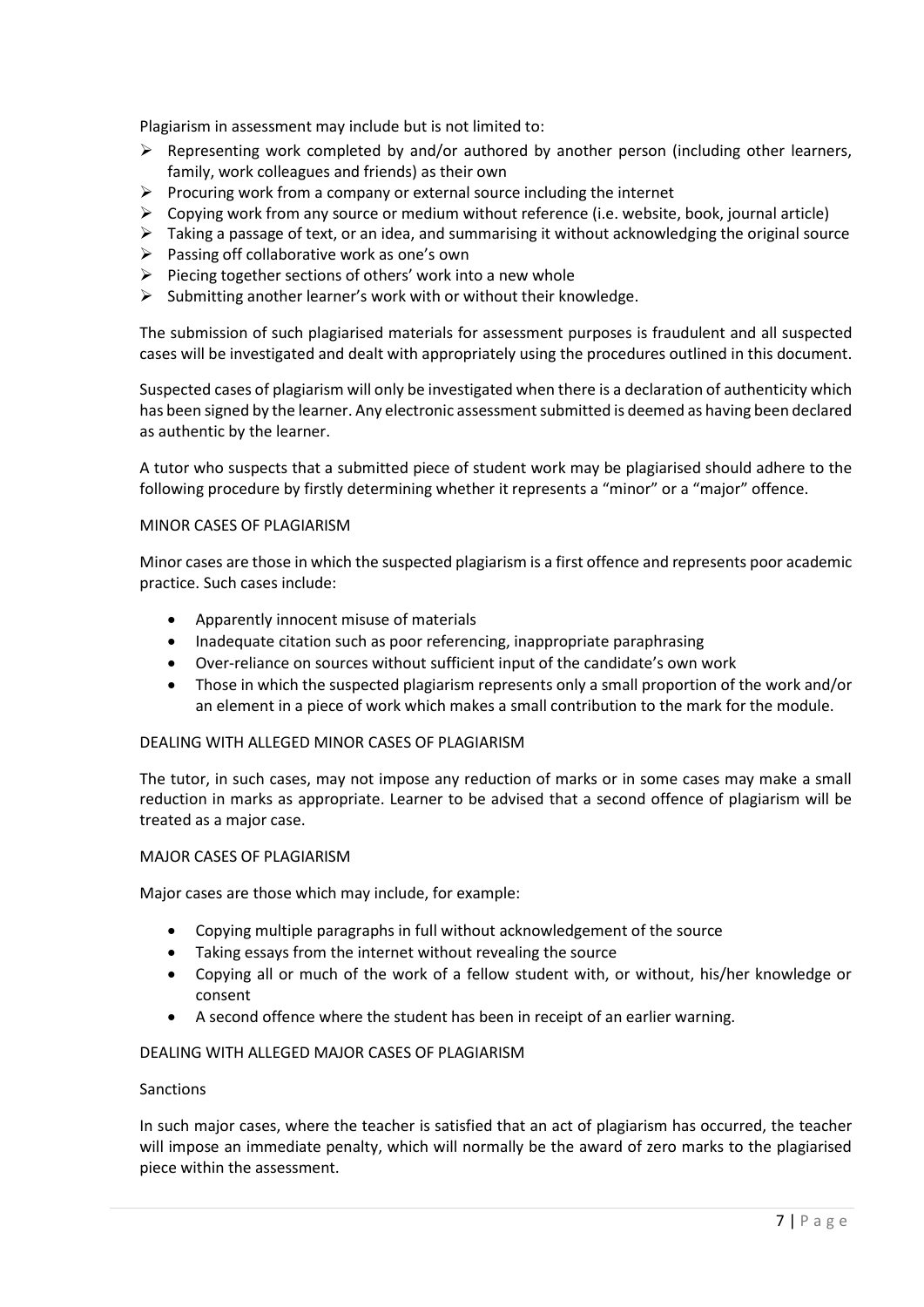Plagiarism in assessment may include but is not limited to:

- Representing work completed by and/or authored by another person (including other learners, family, work colleagues and friends) as their own
- Procuring work from a company or external source including the internet
- Copying work from any source or medium without reference (i.e. website, book, journal article)
- Taking a passage of text, or an idea, and summarising it without acknowledging the original source
- Passing off collaborative work as one's own
- Piecing together sections of others' work into a new whole
- Submitting another learner's work with or without their knowledge.

The submission of such plagiarised materials for assessment purposes is fraudulent and all suspected cases will be investigated and dealt with appropriately using the procedures outlined in this document.

Suspected cases of plagiarism will only be investigated when there is a declaration of authenticity which has been signed by the learner. Any electronic assessment submitted is deemed as having been declared as authentic by the learner.

A tutor who suspects that a submitted piece of student work may be plagiarised should adhere to the following procedure by firstly determining whether it represents a "minor" or a "major" offence.

MINOR CASES OF PLAGIARISM

Minor cases are those in which the suspected plagiarism is a first offence and represents poor academic practice. Such cases include:

- Apparently innocent misuse of materials
- Inadequate citation such as poor referencing, inappropriate paraphrasing
- Over-reliance on sources without sufficient input of the candidate's own work
- Those in which the suspected plagiarism represents only a small proportion of the work and/or an element in a piece of work which makes a small contribution to the mark for the module.

DEALING WITH ALLEGED MINOR CASES OF PLAGIARISM

The tutor, in such cases, may not impose any reduction of marks or in some cases may make a small reduction in marks as appropriate. Learner to be advised that a second offence of plagiarism will be treated as a major case.

MAJOR CASES OF PLAGIARISM

Major cases are those which may include, for example:

- Copying multiple paragraphs in full without acknowledgement of the source
- Taking essays from the internet without revealing the source
- Copying all or much of the work of a fellow student with, or without, his/her knowledge or consent
- A second offence where the student has been in receipt of an earlier warning.

DEALING WITH ALLEGED MAJOR CASES OF PLAGIARISM

Sanctions

In such major cases, where the teacher is satisfied that an act of plagiarism has occurred, the teacher will impose an immediate penalty, which will normally be the award of zero marks to the plagiarised piece within the assessment.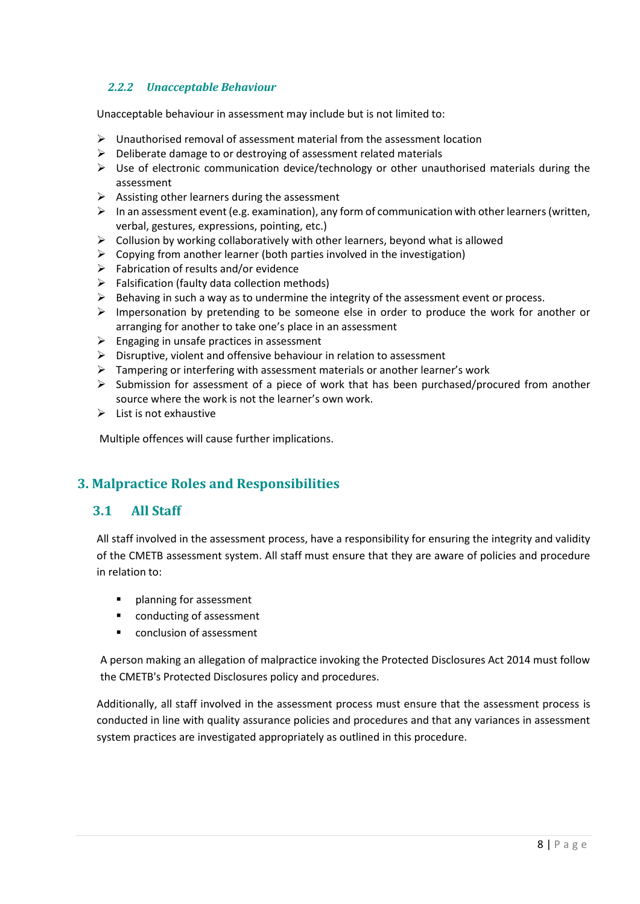#### *2.2.2 Unacceptable Behaviour*

Unacceptable behaviour in assessment may include but is not limited to:

- Unauthorised removal of assessment material from the assessment location
- Deliberate damage to or destroying of assessment related materials
- Use of electronic communication device/technology or other unauthorised materials during the assessment
- Assisting other learners during the assessment
- In an assessment event (e.g. examination), any form of communication with other learners (written, verbal, gestures, expressions, pointing, etc.)
- Collusion by working collaboratively with other learners, beyond what is allowed
- Copying from another learner (both parties involved in the investigation)
- Fabrication of results and/or evidence
- Falsification (faulty data collection methods)
- Behaving in such a way as to undermine the integrity of the assessment event or process.
- Impersonation by pretending to be someone else in order to produce the work for another or arranging for another to take one's place in an assessment
- Engaging in unsafe practices in assessment
- Disruptive, violent and offensive behaviour in relation to assessment
- Tampering or interfering with assessment materials or another learner's work
- Submission for assessment of a piece of work that has been purchased/procured from another source where the work is not the learner's own work.
- List is not exhaustive

Multiple offences will cause further implications.

## 3. Malpractice Roles and Responsibilities

### 3.1 All Staff

All staff involved in the assessment process, have a responsibility for ensuring the integrity and validity of the CMETB assessment system. All staff must ensure that they are aware of policies and procedure in relation to:

- planning for assessment
- conducting of assessment
- conclusion of assessment

A person making an allegation of malpractice invoking the Protected Disclosures Act 2014 must follow the CMETB's Protected Disclosures policy and procedures.

Additionally, all staff involved in the assessment process must ensure that the assessment process is conducted in line with quality assurance policies and procedures and that any variances in assessment system practices are investigated appropriately as outlined in this procedure.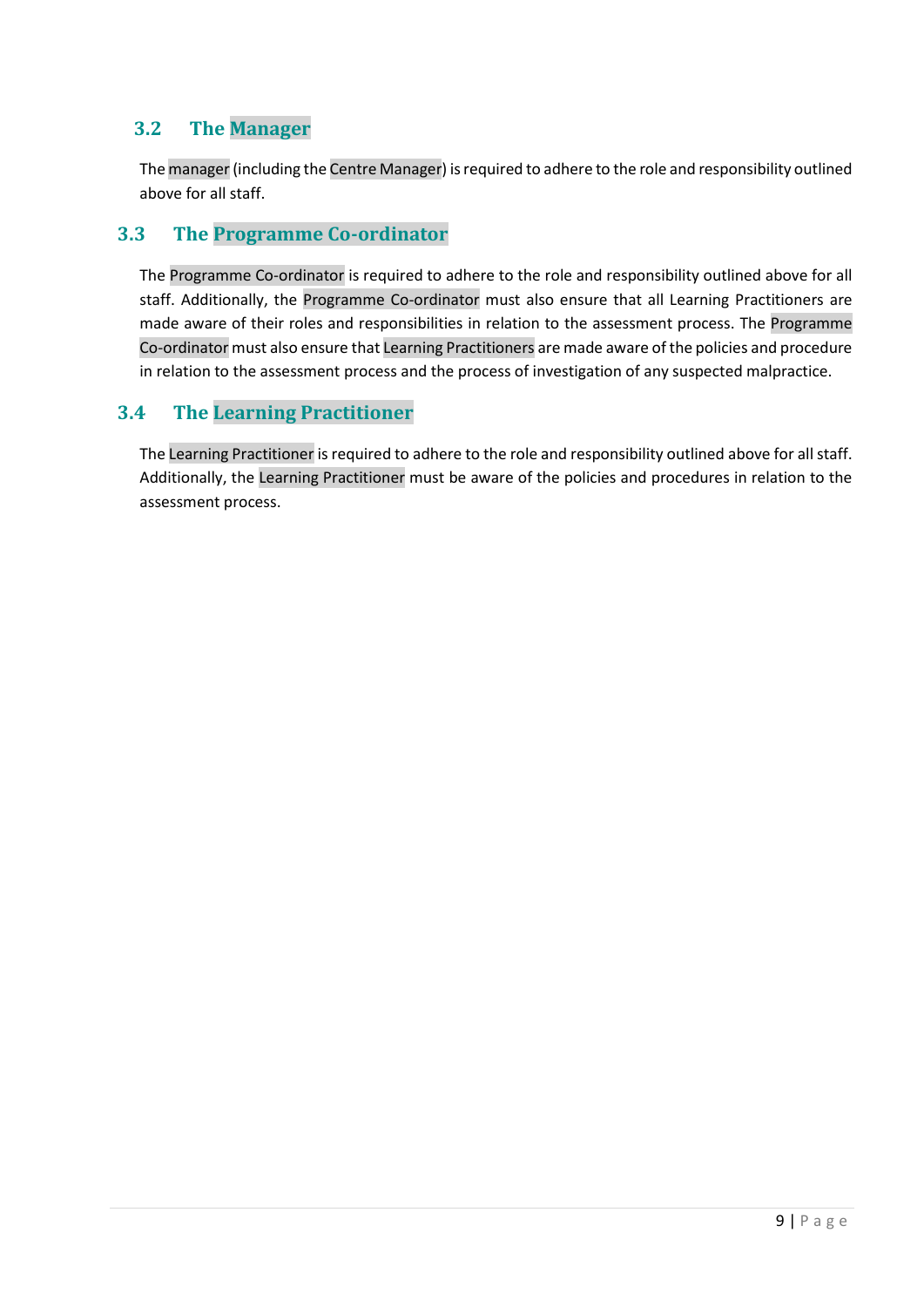## 3.2 The Manager

The manager (including the Centre Manager) is required to adhere to the role and responsibility outlined above for all staff.

## 3.3 The Programme Co-ordinator

The Programme Co-ordinator is required to adhere to the role and responsibility outlined above for all staff. Additionally, the Programme Co-ordinator must also ensure that all Learning Practitioners are made aware of their roles and responsibilities in relation to the assessment process. The Programme Co-ordinator must also ensure that Learning Practitioners are made aware of the policies and procedure in relation to the assessment process and the process of investigation of any suspected malpractice.

## 3.4 The Learning Practitioner

The Learning Practitioner is required to adhere to the role and responsibility outlined above for all staff. Additionally, the Learning Practitioner must be aware of the policies and procedures in relation to the assessment process.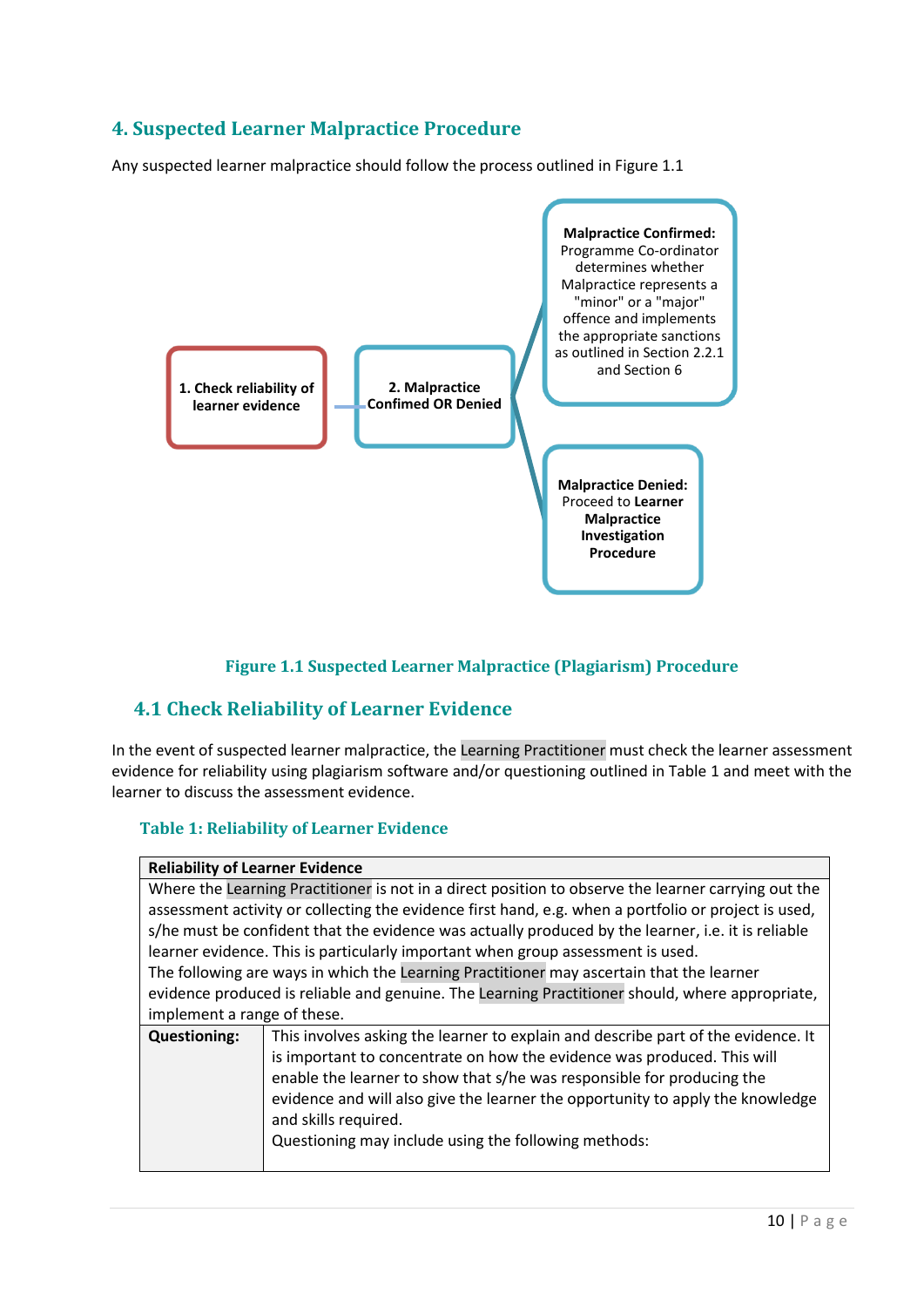## 4. Suspected Learner Malpractice Procedure

Any suspected learner malpractice should follow the process outlined in Figure 1.1

**1. Check reliability of learner evidence**

**2. Malpractice Confirmed OR Denied**

**Malpractice Confirmed:** Programme Co-ordinator determines whether Malpractice represents a "minor" or a "major" offence and implements the appropriate sanctions as outlined in Section 2.2.1 and Section 6

**Malpractice Denied:** Proceed to **Learner Malpractice Investigation Procedure**

**Figure 1.1 Suspected Learner Malpractice (Plagiarism) Procedure**

### 4.1 Check Reliability of Learner Evidence

In the event of suspected learner malpractice, the Learning Practitioner must check the learner assessment evidence for reliability using plagiarism software and/or questioning outlined in Table 1 and meet with the learner to discuss the assessment evidence.

**Table 1: Reliability of Learner Evidence**

| **Reliability of Learner Evidence** | |
|---|---|
| Where the Learning Practitioner is not in a direct position to observe the learner carrying out the assessment activity or collecting the evidence first hand, e.g. when a portfolio or project is used, s/he must be confident that the evidence was actually produced by the learner, i.e. it is reliable learner evidence. This is particularly important when group assessment is used.<br>The following are ways in which the Learning Practitioner may ascertain that the learner evidence produced is reliable and genuine. The Learning Practitioner should, where appropriate, implement a range of these. | |
| **Questioning:** | This involves asking the learner to explain and describe part of the evidence. It is important to concentrate on how the evidence was produced. This will enable the learner to show that s/he was responsible for producing the evidence and will also give the learner the opportunity to apply the knowledge and skills required.<br>Questioning may include using the following methods: |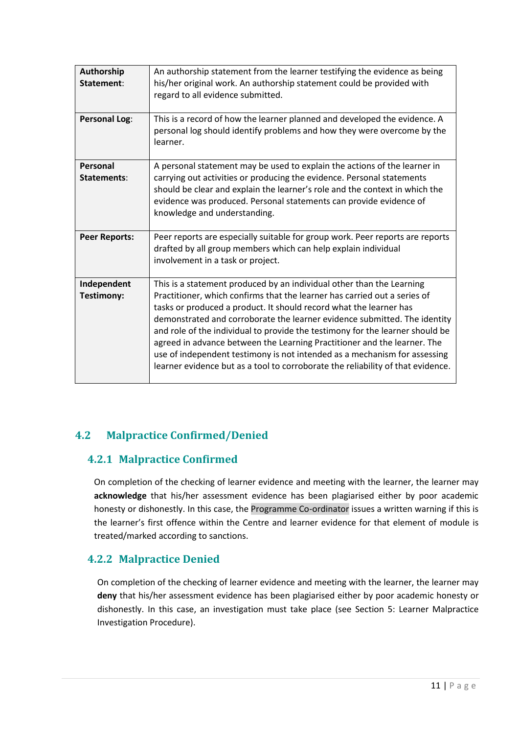| **Authorship Statement**: | An authorship statement from the learner testifying the evidence as being his/her original work. An authorship statement could be provided with regard to all evidence submitted. |
|---|---|
| **Personal Log**: | This is a record of how the learner planned and developed the evidence. A personal log should identify problems and how they were overcome by the learner. |
| **Personal Statements**: | A personal statement may be used to explain the actions of the learner in carrying out activities or producing the evidence. Personal statements should be clear and explain the learner's role and the context in which the evidence was produced. Personal statements can provide evidence of knowledge and understanding. |
| **Peer Reports:** | Peer reports are especially suitable for group work. Peer reports are reports drafted by all group members which can help explain individual involvement in a task or project. |
| **Independent Testimony:** | This is a statement produced by an individual other than the Learning Practitioner, which confirms that the learner has carried out a series of tasks or produced a product. It should record what the learner has demonstrated and corroborate the learner evidence submitted. The identity and role of the individual to provide the testimony for the learner should be agreed in advance between the Learning Practitioner and the learner. The use of independent testimony is not intended as a mechanism for assessing learner evidence but as a tool to corroborate the reliability of that evidence. |

## 4.2 Malpractice Confirmed/Denied

### 4.2.1 Malpractice Confirmed

On completion of the checking of learner evidence and meeting with the learner, the learner may **acknowledge** that his/her assessment evidence has been plagiarised either by poor academic honesty or dishonestly. In this case, the Programme Co-ordinator issues a written warning if this is the learner's first offence within the Centre and learner evidence for that element of module is treated/marked according to sanctions.

### 4.2.2 Malpractice Denied

On completion of the checking of learner evidence and meeting with the learner, the learner may **deny** that his/her assessment evidence has been plagiarised either by poor academic honesty or dishonestly. In this case, an investigation must take place (see Section 5: Learner Malpractice Investigation Procedure).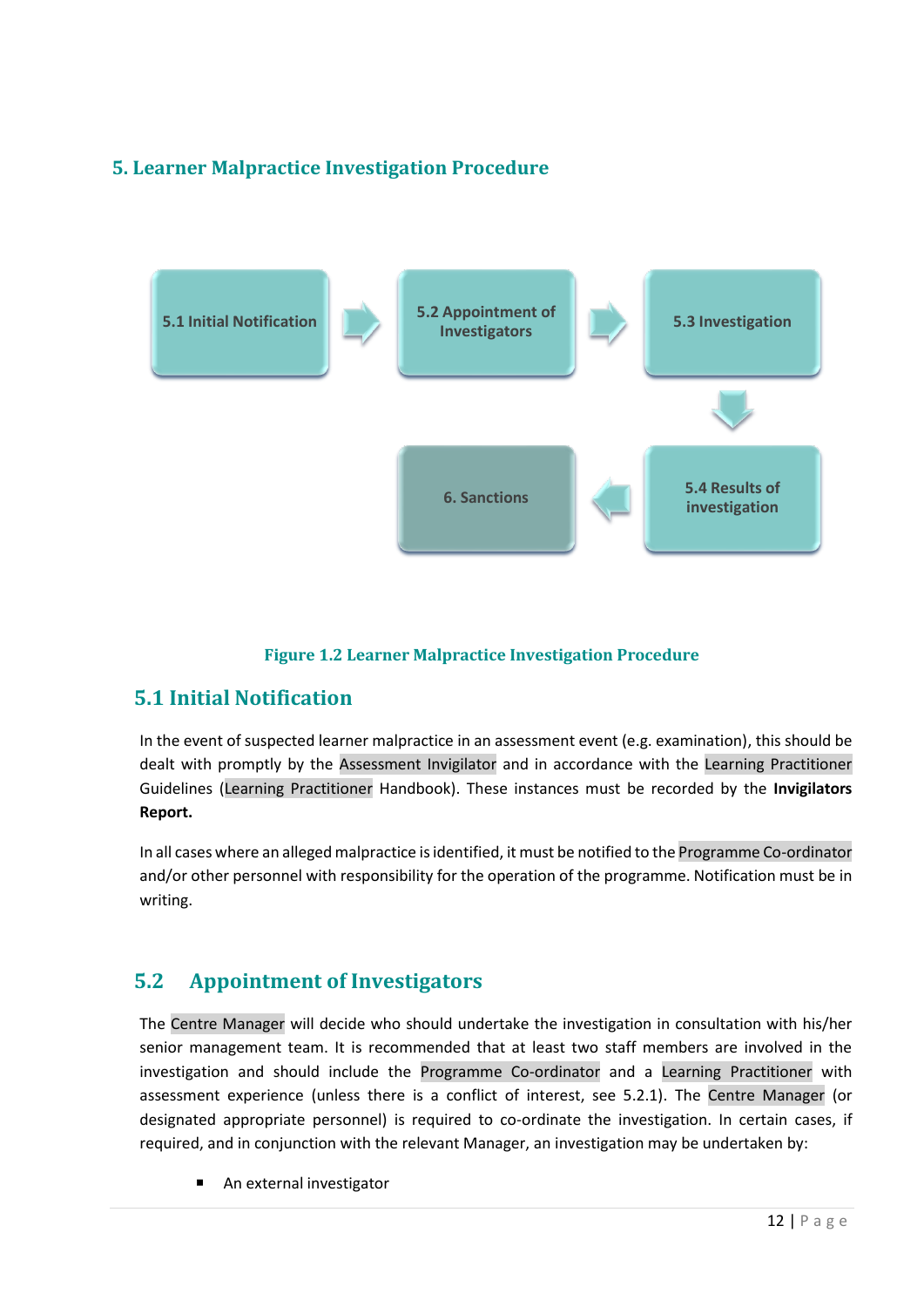# 5. Learner Malpractice Investigation Procedure

5.1 Initial Notification → 5.2 Appointment of Investigators → 5.3 Investigation → 5.4 Results of investigation → 6. Sanctions

**Figure 1.2 Learner Malpractice Investigation Procedure**

## 5.1 Initial Notification

In the event of suspected learner malpractice in an assessment event (e.g. examination), this should be dealt with promptly by the Assessment Invigilator and in accordance with the Learning Practitioner Guidelines (Learning Practitioner Handbook). These instances must be recorded by the **Invigilators Report.**

In all cases where an alleged malpractice is identified, it must be notified to the Programme Co-ordinator and/or other personnel with responsibility for the operation of the programme. Notification must be in writing.

## 5.2 Appointment of Investigators

The Centre Manager will decide who should undertake the investigation in consultation with his/her senior management team. It is recommended that at least two staff members are involved in the investigation and should include the Programme Co-ordinator and a Learning Practitioner with assessment experience (unless there is a conflict of interest, see 5.2.1). The Centre Manager (or designated appropriate personnel) is required to co-ordinate the investigation. In certain cases, if required, and in conjunction with the relevant Manager, an investigation may be undertaken by:

- An external investigator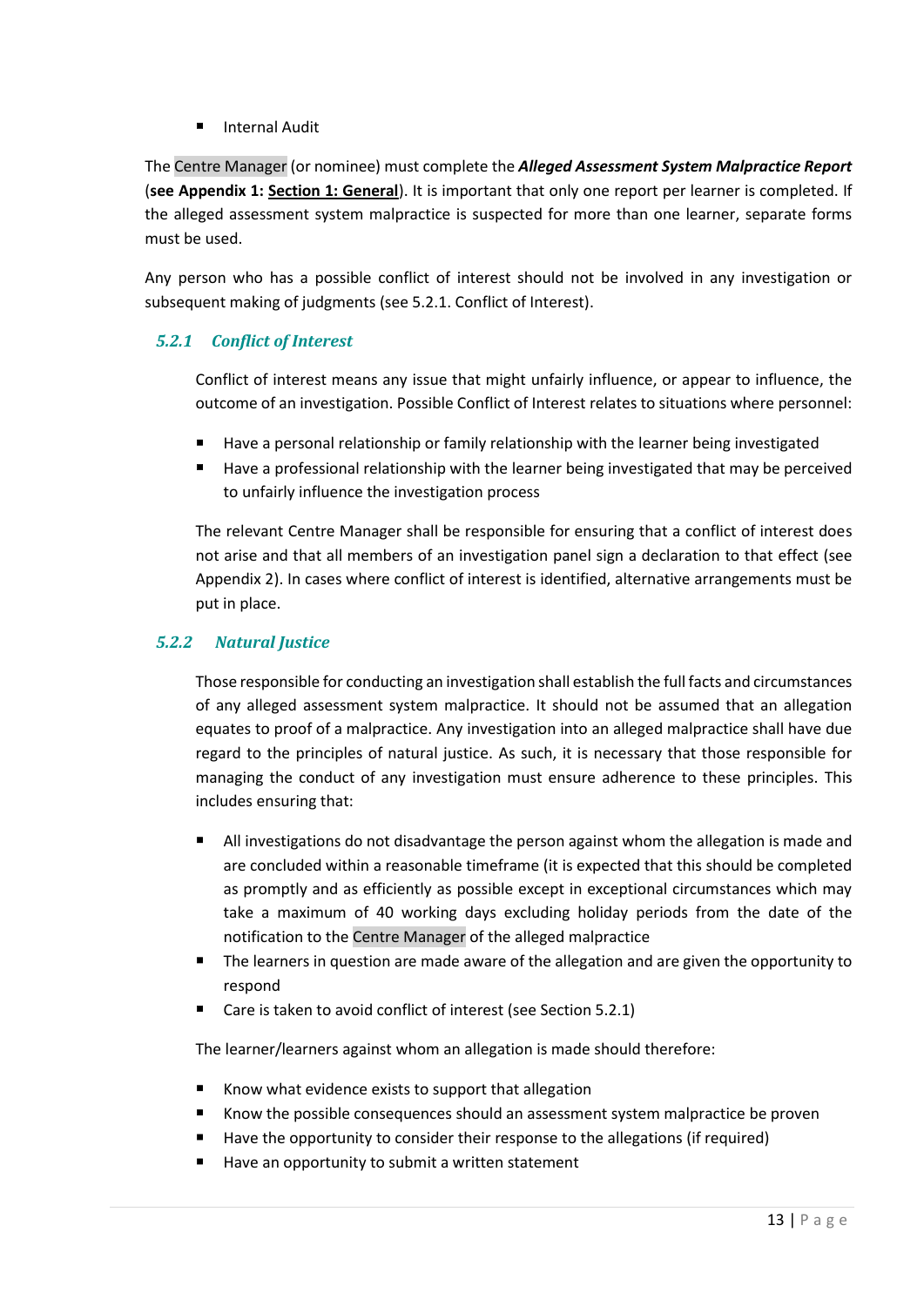- Internal Audit

The Centre Manager (or nominee) must complete the ***Alleged Assessment System Malpractice Report*** (**see Appendix 1: <u>Section 1: General</u>**). It is important that only one report per learner is completed. If the alleged assessment system malpractice is suspected for more than one learner, separate forms must be used.

Any person who has a possible conflict of interest should not be involved in any investigation or subsequent making of judgments (see 5.2.1. Conflict of Interest).

### *5.2.1 Conflict of Interest*

Conflict of interest means any issue that might unfairly influence, or appear to influence, the outcome of an investigation. Possible Conflict of Interest relates to situations where personnel:

- Have a personal relationship or family relationship with the learner being investigated
- Have a professional relationship with the learner being investigated that may be perceived to unfairly influence the investigation process

The relevant Centre Manager shall be responsible for ensuring that a conflict of interest does not arise and that all members of an investigation panel sign a declaration to that effect (see Appendix 2). In cases where conflict of interest is identified, alternative arrangements must be put in place.

### *5.2.2 Natural Justice*

Those responsible for conducting an investigation shall establish the full facts and circumstances of any alleged assessment system malpractice. It should not be assumed that an allegation equates to proof of a malpractice. Any investigation into an alleged malpractice shall have due regard to the principles of natural justice. As such, it is necessary that those responsible for managing the conduct of any investigation must ensure adherence to these principles. This includes ensuring that:

- All investigations do not disadvantage the person against whom the allegation is made and are concluded within a reasonable timeframe (it is expected that this should be completed as promptly and as efficiently as possible except in exceptional circumstances which may take a maximum of 40 working days excluding holiday periods from the date of the notification to the Centre Manager of the alleged malpractice
- The learners in question are made aware of the allegation and are given the opportunity to respond
- Care is taken to avoid conflict of interest (see Section 5.2.1)

The learner/learners against whom an allegation is made should therefore:

- Know what evidence exists to support that allegation
- Know the possible consequences should an assessment system malpractice be proven
- Have the opportunity to consider their response to the allegations (if required)
- Have an opportunity to submit a written statement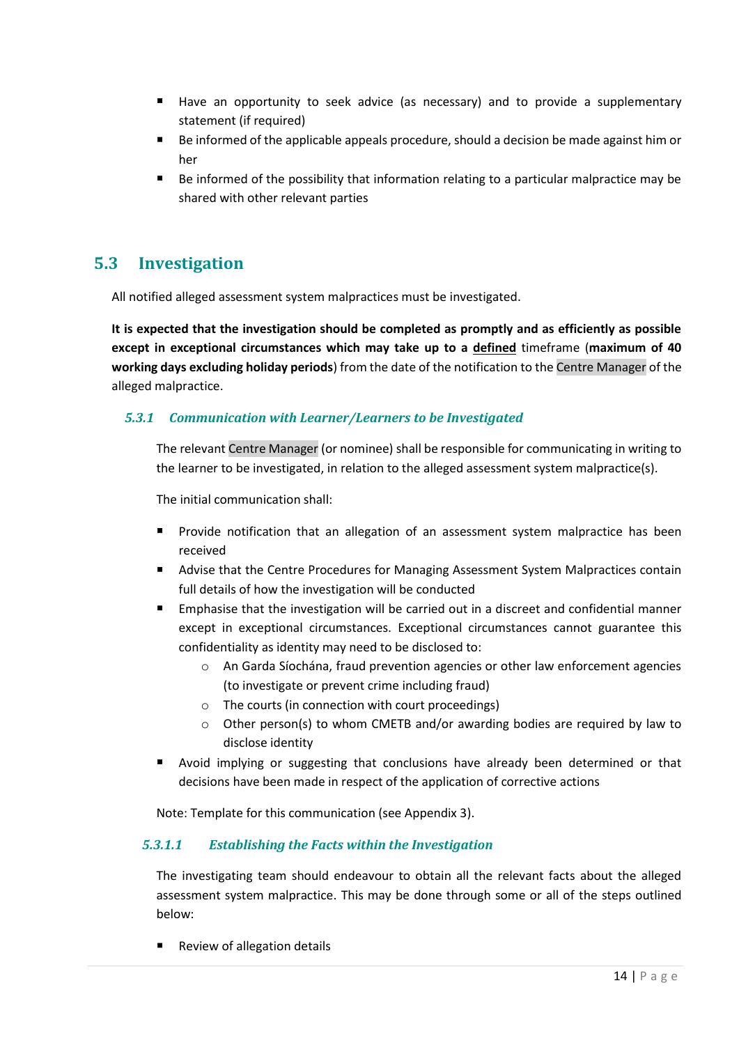- Have an opportunity to seek advice (as necessary) and to provide a supplementary statement (if required)
- Be informed of the applicable appeals procedure, should a decision be made against him or her
- Be informed of the possibility that information relating to a particular malpractice may be shared with other relevant parties

## 5.3 Investigation

All notified alleged assessment system malpractices must be investigated.

**It is expected that the investigation should be completed as promptly and as efficiently as possible except in exceptional circumstances which may take up to a defined** timeframe (**maximum of 40 working days excluding holiday periods**) from the date of the notification to the Centre Manager of the alleged malpractice.

### *5.3.1 Communication with Learner/Learners to be Investigated*

The relevant Centre Manager (or nominee) shall be responsible for communicating in writing to the learner to be investigated, in relation to the alleged assessment system malpractice(s).

The initial communication shall:

- Provide notification that an allegation of an assessment system malpractice has been received
- Advise that the Centre Procedures for Managing Assessment System Malpractices contain full details of how the investigation will be conducted
- Emphasise that the investigation will be carried out in a discreet and confidential manner except in exceptional circumstances. Exceptional circumstances cannot guarantee this confidentiality as identity may need to be disclosed to:
    - An Garda Síochána, fraud prevention agencies or other law enforcement agencies (to investigate or prevent crime including fraud)
    - The courts (in connection with court proceedings)
    - Other person(s) to whom CMETB and/or awarding bodies are required by law to disclose identity
- Avoid implying or suggesting that conclusions have already been determined or that decisions have been made in respect of the application of corrective actions

Note: Template for this communication (see Appendix 3).

#### *5.3.1.1 Establishing the Facts within the Investigation*

The investigating team should endeavour to obtain all the relevant facts about the alleged assessment system malpractice. This may be done through some or all of the steps outlined below:

- Review of allegation details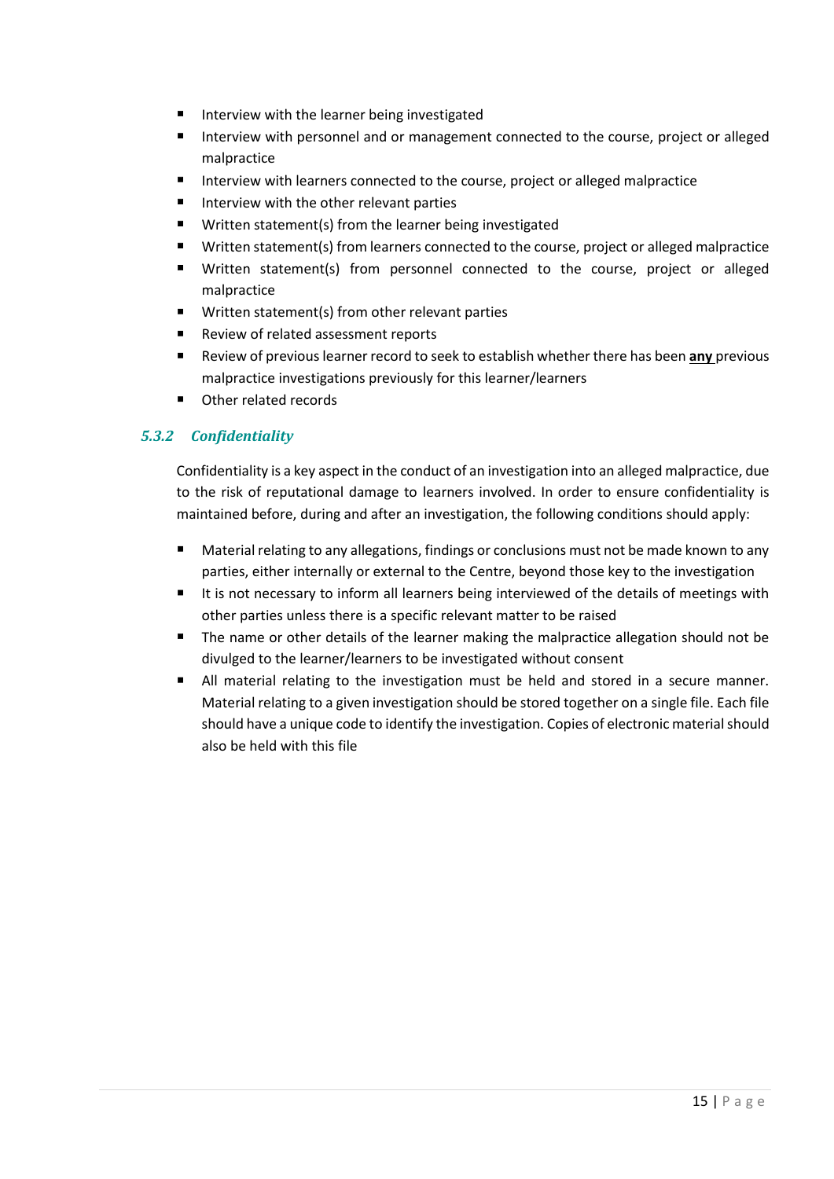- Interview with the learner being investigated
- Interview with personnel and or management connected to the course, project or alleged malpractice
- Interview with learners connected to the course, project or alleged malpractice
- Interview with the other relevant parties
- Written statement(s) from the learner being investigated
- Written statement(s) from learners connected to the course, project or alleged malpractice
- Written statement(s) from personnel connected to the course, project or alleged malpractice
- Written statement(s) from other relevant parties
- Review of related assessment reports
- Review of previous learner record to seek to establish whether there has been **<u>any</u>** previous malpractice investigations previously for this learner/learners
- Other related records

### *5.3.2 Confidentiality*

Confidentiality is a key aspect in the conduct of an investigation into an alleged malpractice, due to the risk of reputational damage to learners involved. In order to ensure confidentiality is maintained before, during and after an investigation, the following conditions should apply:

- Material relating to any allegations, findings or conclusions must not be made known to any parties, either internally or external to the Centre, beyond those key to the investigation
- It is not necessary to inform all learners being interviewed of the details of meetings with other parties unless there is a specific relevant matter to be raised
- The name or other details of the learner making the malpractice allegation should not be divulged to the learner/learners to be investigated without consent
- All material relating to the investigation must be held and stored in a secure manner. Material relating to a given investigation should be stored together on a single file. Each file should have a unique code to identify the investigation. Copies of electronic material should also be held with this file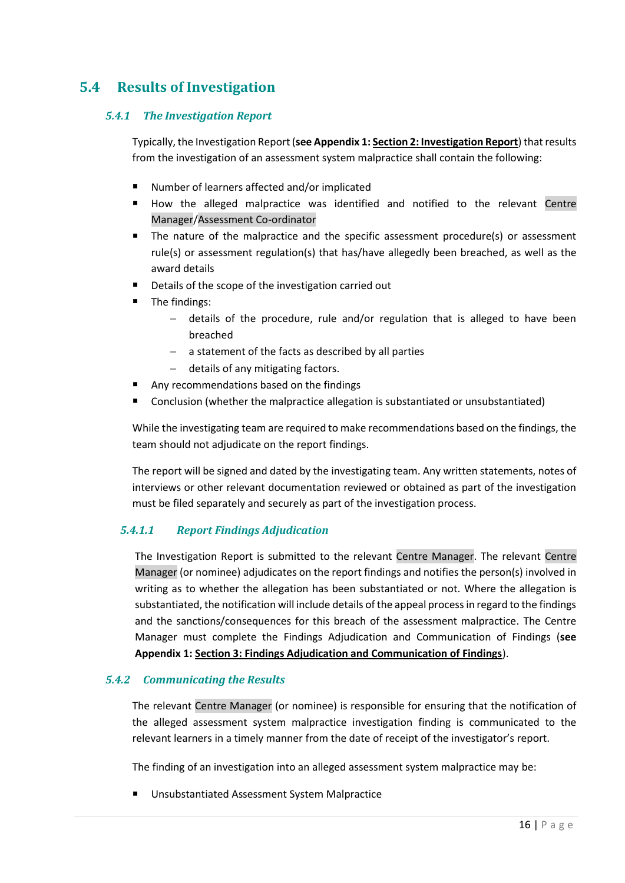## 5.4 Results of Investigation

### *5.4.1 The Investigation Report*

Typically, the Investigation Report (**see Appendix 1: Section 2: Investigation Report**) that results from the investigation of an assessment system malpractice shall contain the following:

- Number of learners affected and/or implicated
- How the alleged malpractice was identified and notified to the relevant Centre Manager/Assessment Co-ordinator
- The nature of the malpractice and the specific assessment procedure(s) or assessment rule(s) or assessment regulation(s) that has/have allegedly been breached, as well as the award details
- Details of the scope of the investigation carried out
- The findings:
  - details of the procedure, rule and/or regulation that is alleged to have been breached
  - a statement of the facts as described by all parties
  - details of any mitigating factors.
- Any recommendations based on the findings
- Conclusion (whether the malpractice allegation is substantiated or unsubstantiated)

While the investigating team are required to make recommendations based on the findings, the team should not adjudicate on the report findings.

The report will be signed and dated by the investigating team. Any written statements, notes of interviews or other relevant documentation reviewed or obtained as part of the investigation must be filed separately and securely as part of the investigation process.

#### *5.4.1.1 Report Findings Adjudication*

The Investigation Report is submitted to the relevant Centre Manager. The relevant Centre Manager (or nominee) adjudicates on the report findings and notifies the person(s) involved in writing as to whether the allegation has been substantiated or not. Where the allegation is substantiated, the notification will include details of the appeal process in regard to the findings and the sanctions/consequences for this breach of the assessment malpractice. The Centre Manager must complete the Findings Adjudication and Communication of Findings (**see Appendix 1: Section 3: Findings Adjudication and Communication of Findings**).

### *5.4.2 Communicating the Results*

The relevant Centre Manager (or nominee) is responsible for ensuring that the notification of the alleged assessment system malpractice investigation finding is communicated to the relevant learners in a timely manner from the date of receipt of the investigator's report.

The finding of an investigation into an alleged assessment system malpractice may be:

- Unsubstantiated Assessment System Malpractice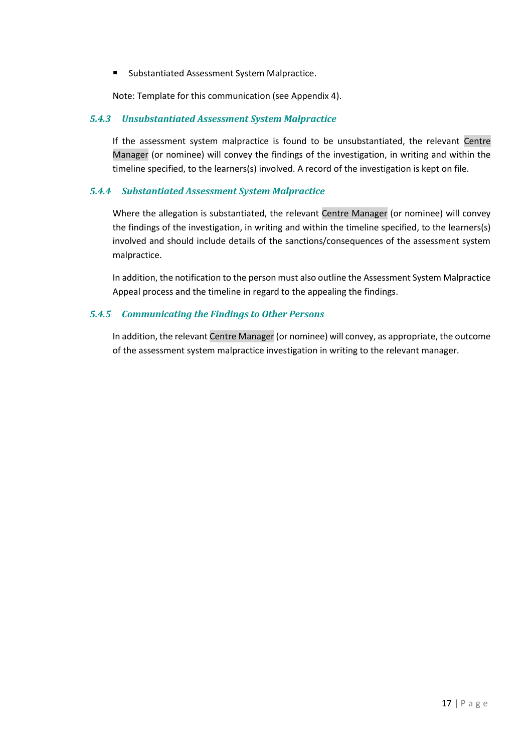- Substantiated Assessment System Malpractice.

Note: Template for this communication (see Appendix 4).

### *5.4.3 Unsubstantiated Assessment System Malpractice*

If the assessment system malpractice is found to be unsubstantiated, the relevant Centre Manager (or nominee) will convey the findings of the investigation, in writing and within the timeline specified, to the learners(s) involved. A record of the investigation is kept on file.

### *5.4.4 Substantiated Assessment System Malpractice*

Where the allegation is substantiated, the relevant Centre Manager (or nominee) will convey the findings of the investigation, in writing and within the timeline specified, to the learners(s) involved and should include details of the sanctions/consequences of the assessment system malpractice.

In addition, the notification to the person must also outline the Assessment System Malpractice Appeal process and the timeline in regard to the appealing the findings.

### *5.4.5 Communicating the Findings to Other Persons*

In addition, the relevant Centre Manager (or nominee) will convey, as appropriate, the outcome of the assessment system malpractice investigation in writing to the relevant manager.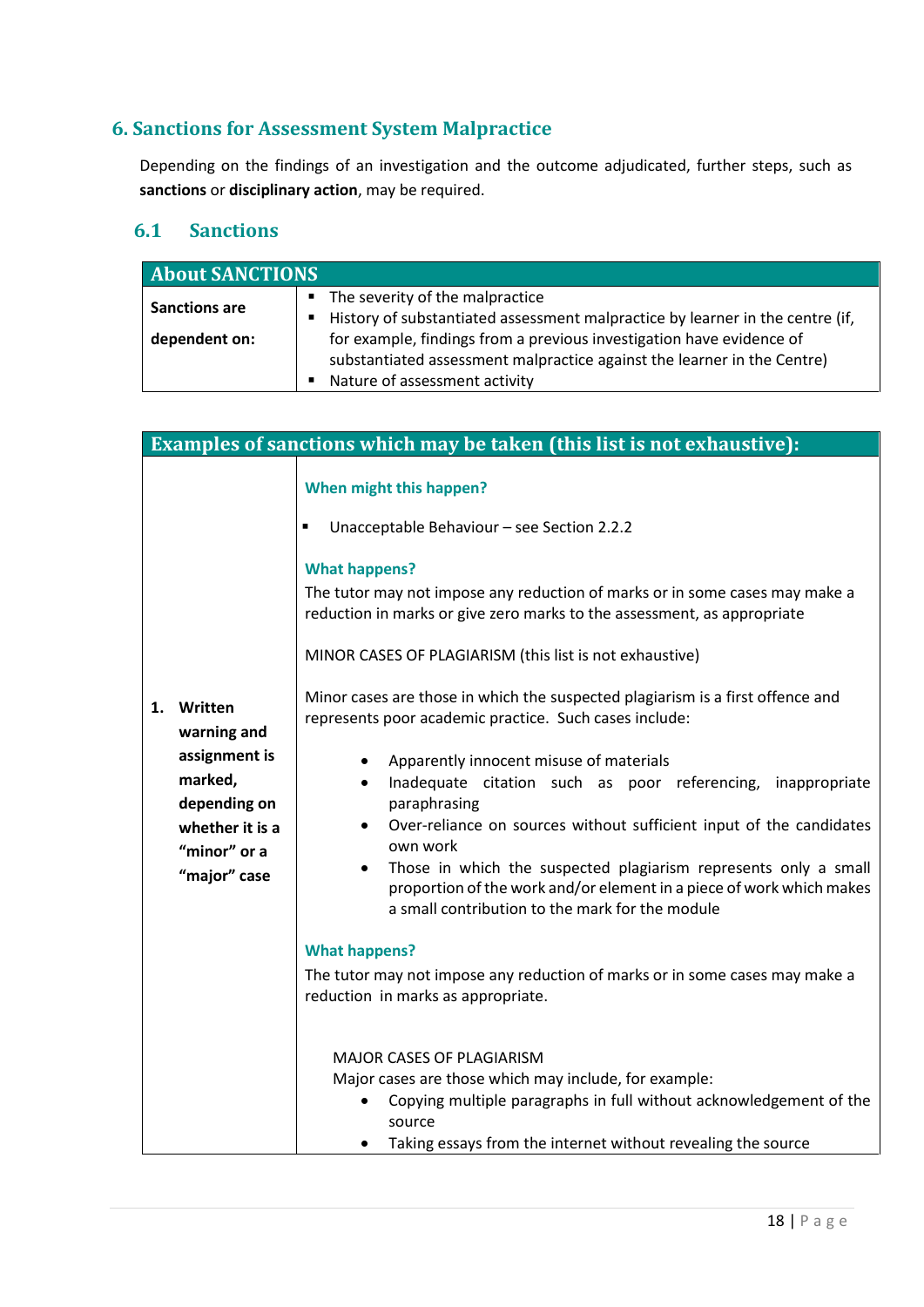## 6. Sanctions for Assessment System Malpractice

Depending on the findings of an investigation and the outcome adjudicated, further steps, such as **sanctions** or **disciplinary action**, may be required.

### 6.1 Sanctions

| About SANCTIONS | |
|---|---|
| **Sanctions are dependent on:** | ▪ The severity of the malpractice<br>▪ History of substantiated assessment malpractice by learner in the centre (if, for example, findings from a previous investigation have evidence of substantiated assessment malpractice against the learner in the Centre)<br>▪ Nature of assessment activity |

| Examples of sanctions which may be taken (this list is not exhaustive): | |
|---|---|
| **1. Written warning and assignment is marked, depending on whether it is a "minor" or a "major" case** | **When might this happen?**<br>▪ Unacceptable Behaviour – see Section 2.2.2<br><br>**What happens?**<br>The tutor may not impose any reduction of marks or in some cases may make a reduction in marks or give zero marks to the assessment, as appropriate<br><br>MINOR CASES OF PLAGIARISM (this list is not exhaustive)<br><br>Minor cases are those in which the suspected plagiarism is a first offence and represents poor academic practice. Such cases include:<br>• Apparently innocent misuse of materials<br>• Inadequate citation such as poor referencing, inappropriate paraphrasing<br>• Over-reliance on sources without sufficient input of the candidates own work<br>• Those in which the suspected plagiarism represents only a small proportion of the work and/or element in a piece of work which makes a small contribution to the mark for the module<br><br>**What happens?**<br>The tutor may not impose any reduction of marks or in some cases may make a reduction in marks as appropriate.<br><br>MAJOR CASES OF PLAGIARISM<br>Major cases are those which may include, for example:<br>• Copying multiple paragraphs in full without acknowledgement of the source<br>• Taking essays from the internet without revealing the source |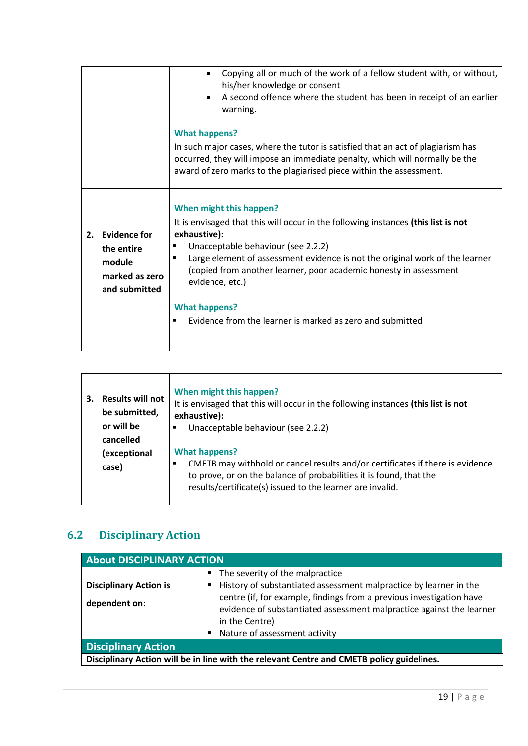| | |
|---|---|
| | • Copying all or much of the work of a fellow student with, or without, his/her knowledge or consent<br>• A second offence where the student has been in receipt of an earlier warning.<br><br>**What happens?**<br>In such major cases, where the tutor is satisfied that an act of plagiarism has occurred, they will impose an immediate penalty, which will normally be the award of zero marks to the plagiarised piece within the assessment. |
| **2. Evidence for the entire module marked as zero and submitted** | **When might this happen?**<br>It is envisaged that this will occur in the following instances **(this list is not exhaustive):**<br>▪ Unacceptable behaviour (see 2.2.2)<br>▪ Large element of assessment evidence is not the original work of the learner (copied from another learner, poor academic honesty in assessment evidence, etc.)<br><br>**What happens?**<br>▪ Evidence from the learner is marked as zero and submitted |

| | |
|---|---|
| **3. Results will not be submitted, or will be cancelled (exceptional case)** | **When might this happen?**<br>It is envisaged that this will occur in the following instances **(this list is not exhaustive):**<br>▪ Unacceptable behaviour (see 2.2.2)<br><br>**What happens?**<br>▪ CMETB may withhold or cancel results and/or certificates if there is evidence to prove, or on the balance of probabilities it is found, that the results/certificate(s) issued to the learner are invalid. |

## 6.2 Disciplinary Action

| About DISCIPLINARY ACTION | |
|---|---|
| **Disciplinary Action is dependent on:** | ▪ The severity of the malpractice<br>▪ History of substantiated assessment malpractice by learner in the centre (if, for example, findings from a previous investigation have evidence of substantiated assessment malpractice against the learner in the Centre)<br>▪ Nature of assessment activity |
| **Disciplinary Action** | |
| **Disciplinary Action will be in line with the relevant Centre and CMETB policy guidelines.** | |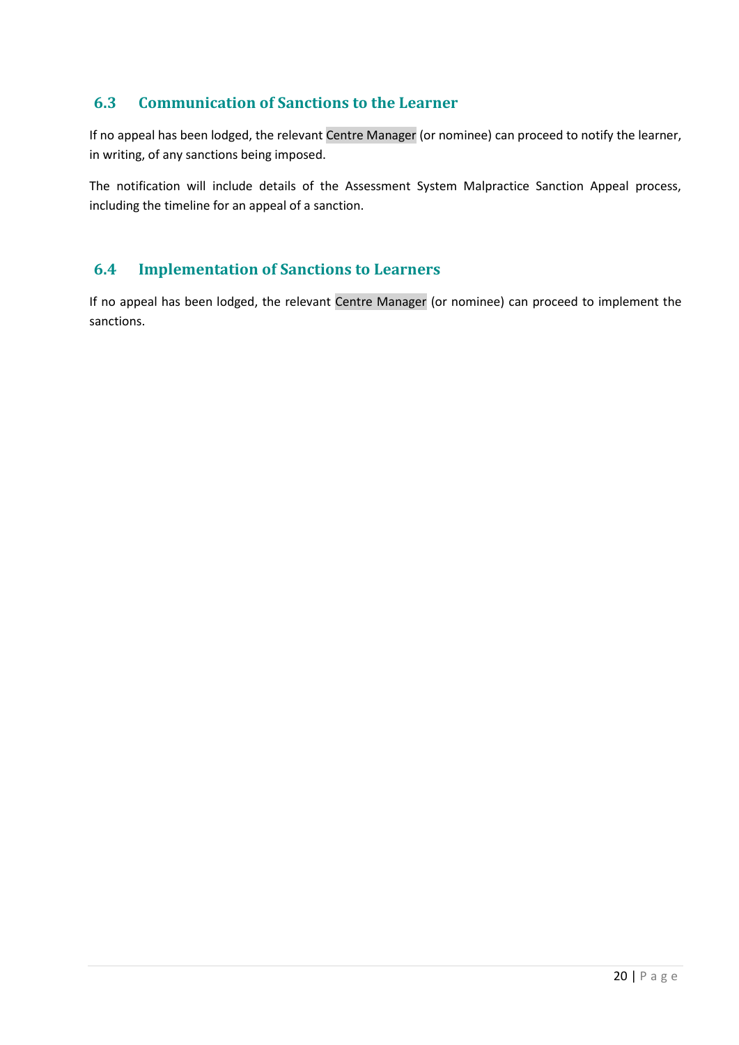## 6.3 Communication of Sanctions to the Learner

If no appeal has been lodged, the relevant Centre Manager (or nominee) can proceed to notify the learner, in writing, of any sanctions being imposed.

The notification will include details of the Assessment System Malpractice Sanction Appeal process, including the timeline for an appeal of a sanction.

## 6.4 Implementation of Sanctions to Learners

If no appeal has been lodged, the relevant Centre Manager (or nominee) can proceed to implement the sanctions.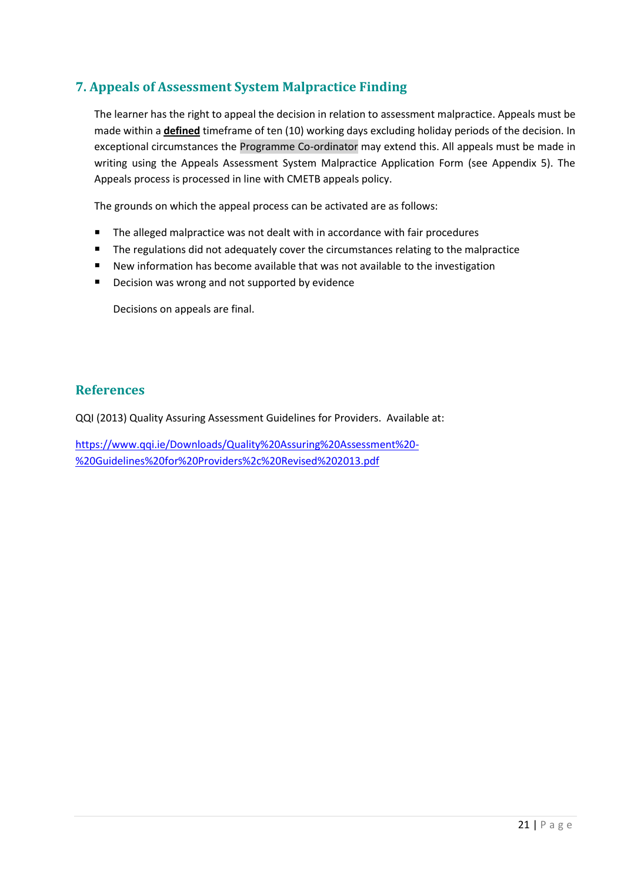## 7. Appeals of Assessment System Malpractice Finding

The learner has the right to appeal the decision in relation to assessment malpractice. Appeals must be made within a **defined** timeframe of ten (10) working days excluding holiday periods of the decision. In exceptional circumstances the Programme Co-ordinator may extend this. All appeals must be made in writing using the Appeals Assessment System Malpractice Application Form (see Appendix 5). The Appeals process is processed in line with CMETB appeals policy.

The grounds on which the appeal process can be activated are as follows:

- The alleged malpractice was not dealt with in accordance with fair procedures
- The regulations did not adequately cover the circumstances relating to the malpractice
- New information has become available that was not available to the investigation
- Decision was wrong and not supported by evidence

Decisions on appeals are final.

## References

QQI (2013) Quality Assuring Assessment Guidelines for Providers. Available at:

https://www.qqi.ie/Downloads/Quality%20Assuring%20Assessment%20-%20Guidelines%20for%20Providers%2c%20Revised%202013.pdf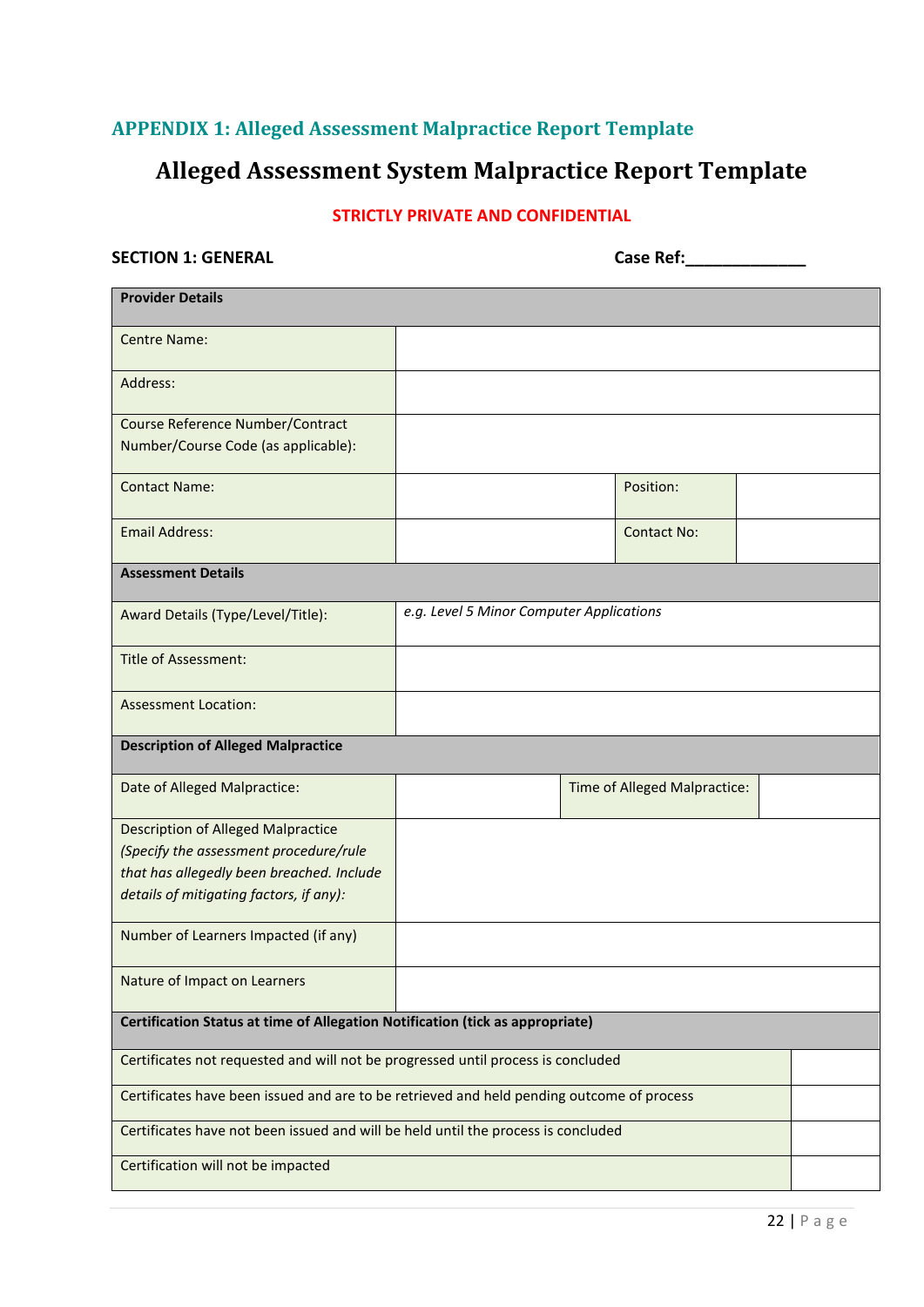## APPENDIX 1: Alleged Assessment Malpractice Report Template

# Alleged Assessment System Malpractice Report Template

**STRICTLY PRIVATE AND CONFIDENTIAL**

**SECTION 1: GENERAL** **Case Ref:_____________**

| **Provider Details** | | | |
|---|---|---|---|
| Centre Name: | | | |
| Address: | | | |
| Course Reference Number/Contract Number/Course Code (as applicable): | | | |
| Contact Name: | | Position: | |
| Email Address: | | Contact No: | |
| **Assessment Details** | | | |
| Award Details (Type/Level/Title): | *e.g. Level 5 Minor Computer Applications* | | |
| Title of Assessment: | | | |
| Assessment Location: | | | |
| **Description of Alleged Malpractice** | | | |
| Date of Alleged Malpractice: | | Time of Alleged Malpractice: | |
| Description of Alleged Malpractice *(Specify the assessment procedure/rule that has allegedly been breached. Include details of mitigating factors, if any):* | | | |
| Number of Learners Impacted (if any) | | | |
| Nature of Impact on Learners | | | |

| **Certification Status at time of Allegation Notification (tick as appropriate)** | |
|---|---|
| Certificates not requested and will not be progressed until process is concluded | |
| Certificates have been issued and are to be retrieved and held pending outcome of process | |
| Certificates have not been issued and will be held until the process is concluded | |
| Certification will not be impacted | |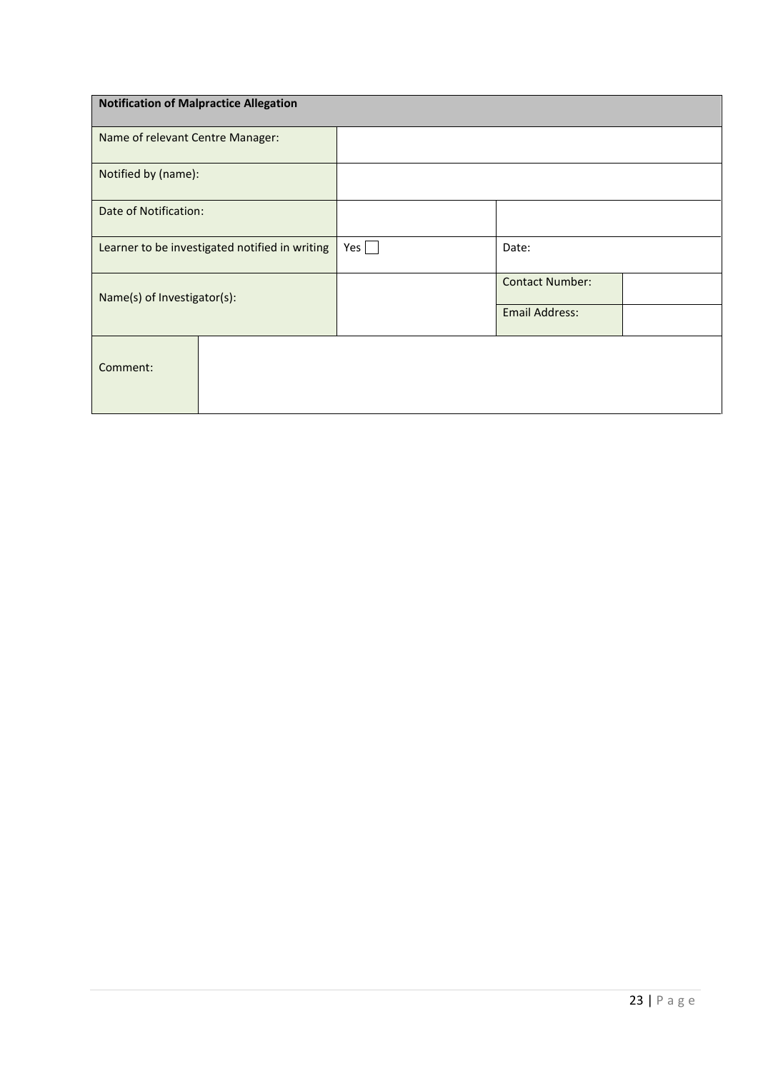| Notification of Malpractice Allegation | | | | |
|---|---|---|---|---|
| Name of relevant Centre Manager: | | | | |
| Notified by (name): | | | | |
| Date of Notification: | | | | |
| Learner to be investigated notified in writing | | Yes ☐ | Date: | |
| Name(s) of Investigator(s): | | | Contact Number: | |
| | | | Email Address: | |
| Comment: | | | | |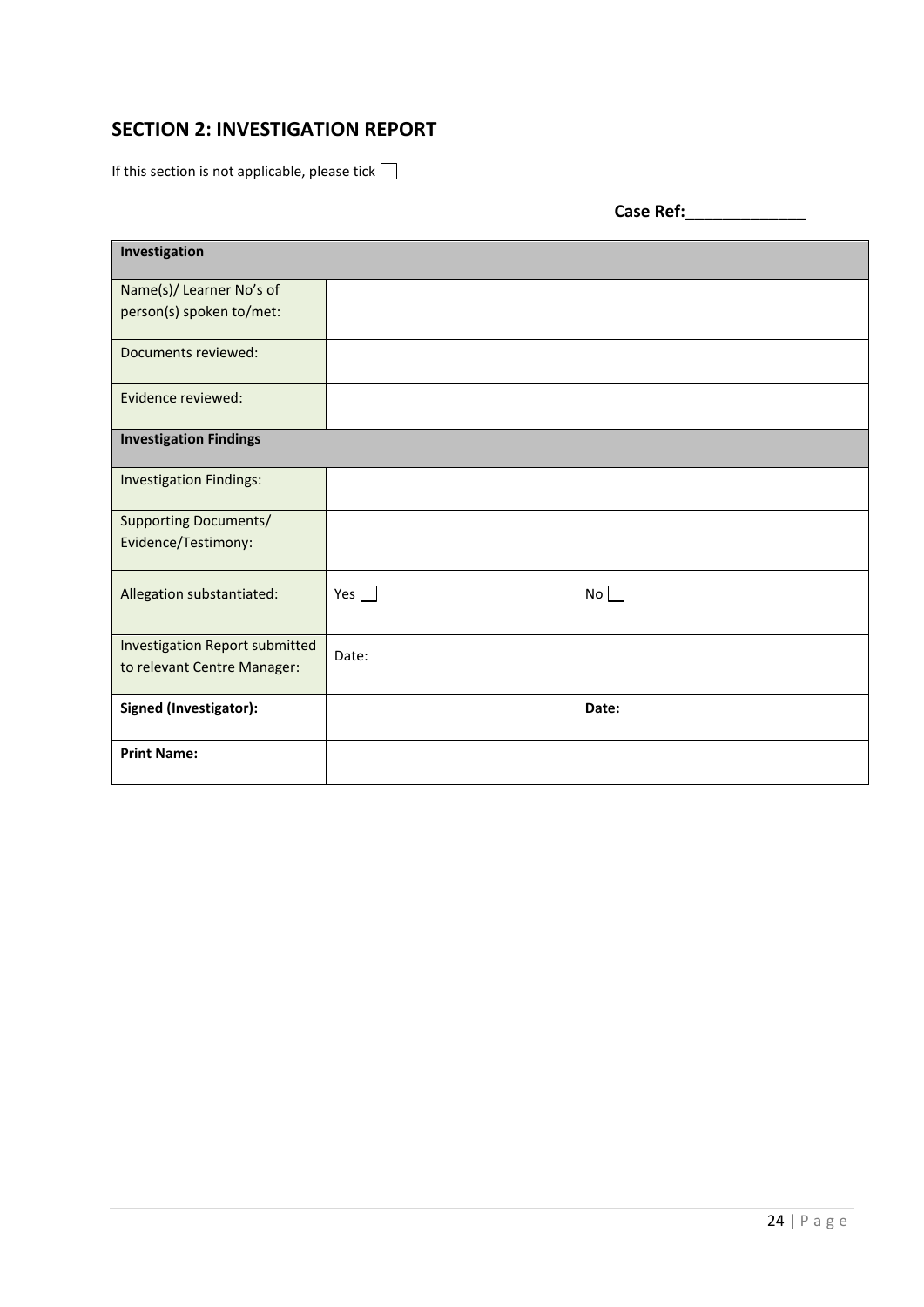## SECTION 2: INVESTIGATION REPORT

If this section is not applicable, please tick ☐

**Case Ref:\_\_\_\_\_\_\_\_\_\_\_\_\_**

| **Investigation** | | | |
|---|---|---|---|
| Name(s)/ Learner No's of person(s) spoken to/met: | | | |
| Documents reviewed: | | | |
| Evidence reviewed: | | | |
| **Investigation Findings** | | | |
| Investigation Findings: | | | |
| Supporting Documents/ Evidence/Testimony: | | | |
| Allegation substantiated: | Yes ☐ | No ☐ | |
| Investigation Report submitted to relevant Centre Manager: | Date: | | |
| **Signed (Investigator):** | | **Date:** | |
| **Print Name:** | | | |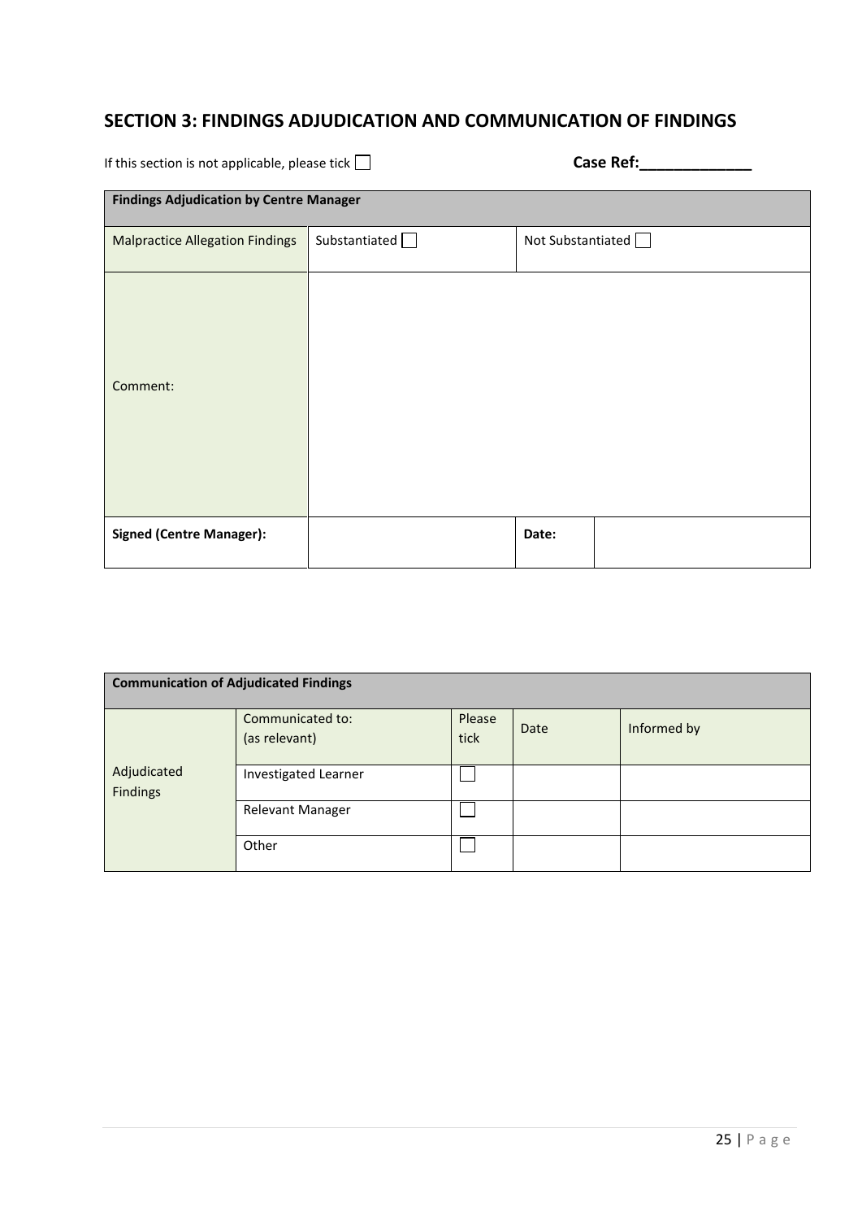## SECTION 3: FINDINGS ADJUDICATION AND COMMUNICATION OF FINDINGS

If this section is not applicable, please tick ☐ **Case Ref:\_\_\_\_\_\_\_\_\_\_\_\_\_**

| **Findings Adjudication by Centre Manager** | | | |
|---|---|---|---|
| Malpractice Allegation Findings | Substantiated ☐ | Not Substantiated ☐ | |
| Comment: | | | |
| **Signed (Centre Manager):** | | **Date:** | |

| **Communication of Adjudicated Findings** | | | | |
|---|---|---|---|---|
| Adjudicated Findings | Communicated to: (as relevant) | Please tick | Date | Informed by |
| | Investigated Learner | ☐ | | |
| | Relevant Manager | ☐ | | |
| | Other | ☐ | | |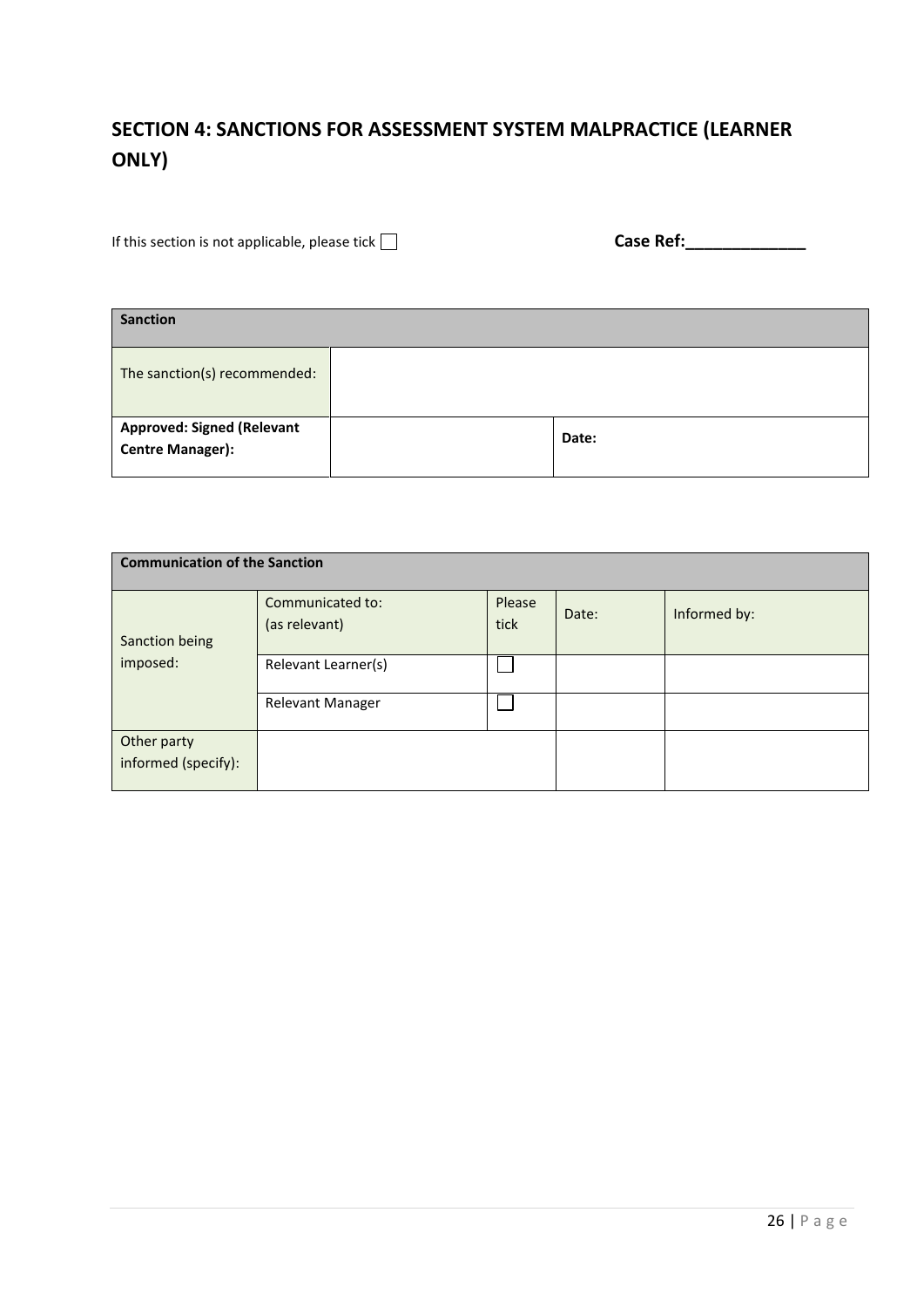## SECTION 4: SANCTIONS FOR ASSESSMENT SYSTEM MALPRACTICE (LEARNER ONLY)

If this section is not applicable, please tick ☐

**Case Ref:\_\_\_\_\_\_\_\_\_\_\_\_\_**

| **Sanction** | | |
|---|---|---|
| The sanction(s) recommended: | | |
| **Approved: Signed (Relevant Centre Manager):** | | **Date:** |

| **Communication of the Sanction** | | | | |
|---|---|---|---|---|
| Sanction being imposed: | Communicated to: (as relevant) | Please tick | Date: | Informed by: |
| | Relevant Learner(s) | ☐ | | |
| | Relevant Manager | ☐ | | |
| Other party informed (specify): | | | | |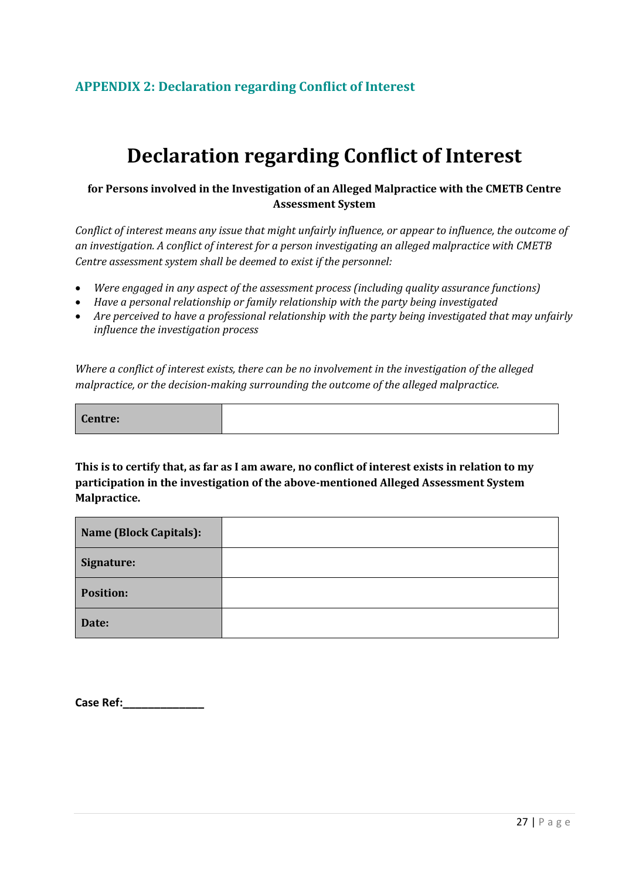## APPENDIX 2: Declaration regarding Conflict of Interest

# Declaration regarding Conflict of Interest

**for Persons involved in the Investigation of an Alleged Malpractice with the CMETB Centre Assessment System**

*Conflict of interest means any issue that might unfairly influence, or appear to influence, the outcome of an investigation. A conflict of interest for a person investigating an alleged malpractice with CMETB Centre assessment system shall be deemed to exist if the personnel:*

- *Were engaged in any aspect of the assessment process (including quality assurance functions)*
- *Have a personal relationship or family relationship with the party being investigated*
- *Are perceived to have a professional relationship with the party being investigated that may unfairly influence the investigation process*

*Where a conflict of interest exists, there can be no involvement in the investigation of the alleged malpractice, or the decision-making surrounding the outcome of the alleged malpractice.*

| **Centre:** | |
|---|---|

**This is to certify that, as far as I am aware, no conflict of interest exists in relation to my participation in the investigation of the above-mentioned Alleged Assessment System Malpractice.**

| **Name (Block Capitals):** | |
|---|---|
| **Signature:** | |
| **Position:** | |
| **Date:** | |

**Case Ref:______________**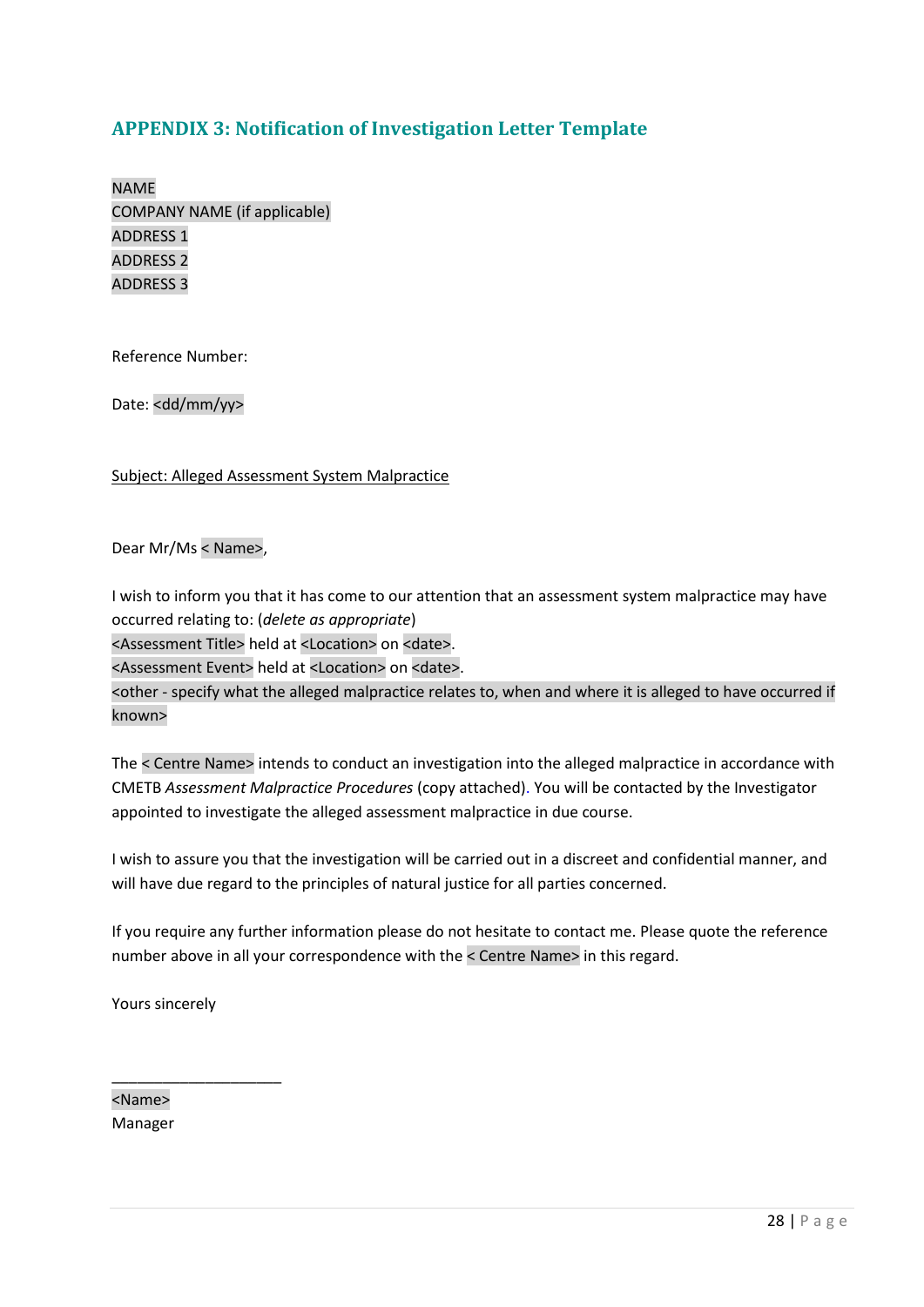## APPENDIX 3: Notification of Investigation Letter Template

NAME
COMPANY NAME (if applicable)
ADDRESS 1
ADDRESS 2
ADDRESS 3

Reference Number:

Date: <dd/mm/yy>

<u>Subject: Alleged Assessment System Malpractice</u>

Dear Mr/Ms < Name>,

I wish to inform you that it has come to our attention that an assessment system malpractice may have occurred relating to: (*delete as appropriate*)
<Assessment Title> held at <Location> on <date>.
<Assessment Event> held at <Location> on <date>.
<other - specify what the alleged malpractice relates to, when and where it is alleged to have occurred if known>

The < Centre Name> intends to conduct an investigation into the alleged malpractice in accordance with CMETB *Assessment Malpractice Procedures* (copy attached). You will be contacted by the Investigator appointed to investigate the alleged assessment malpractice in due course.

I wish to assure you that the investigation will be carried out in a discreet and confidential manner, and will have due regard to the principles of natural justice for all parties concerned.

If you require any further information please do not hesitate to contact me. Please quote the reference number above in all your correspondence with the < Centre Name> in this regard.

Yours sincerely

____________________
<Name>
Manager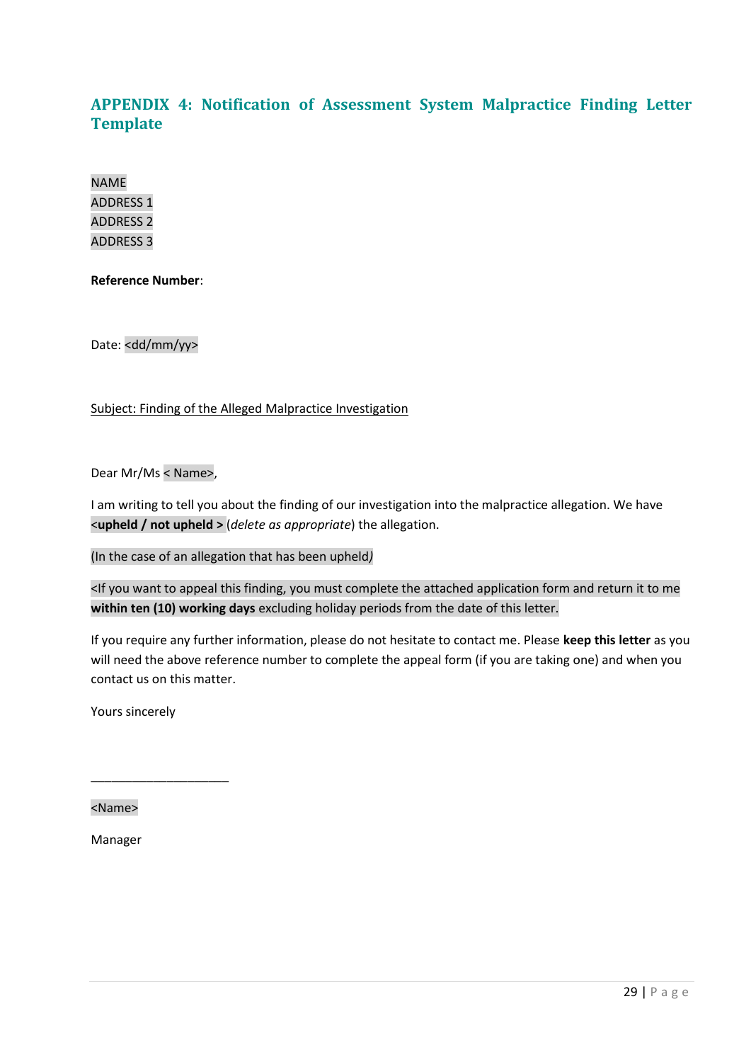## APPENDIX 4: Notification of Assessment System Malpractice Finding Letter Template

NAME
ADDRESS 1
ADDRESS 2
ADDRESS 3

**Reference Number**:

Date: <dd/mm/yy>

Subject: Finding of the Alleged Malpractice Investigation

Dear Mr/Ms < Name>,

I am writing to tell you about the finding of our investigation into the malpractice allegation. We have **<upheld / not upheld >** (*delete as appropriate*) the allegation.

(In the case of an allegation that has been upheld*)*

<If you want to appeal this finding, you must complete the attached application form and return it to me **within ten (10) working days** excluding holiday periods from the date of this letter.

If you require any further information, please do not hesitate to contact me. Please **keep this letter** as you will need the above reference number to complete the appeal form (if you are taking one) and when you contact us on this matter.

Yours sincerely

____________________

<Name>

Manager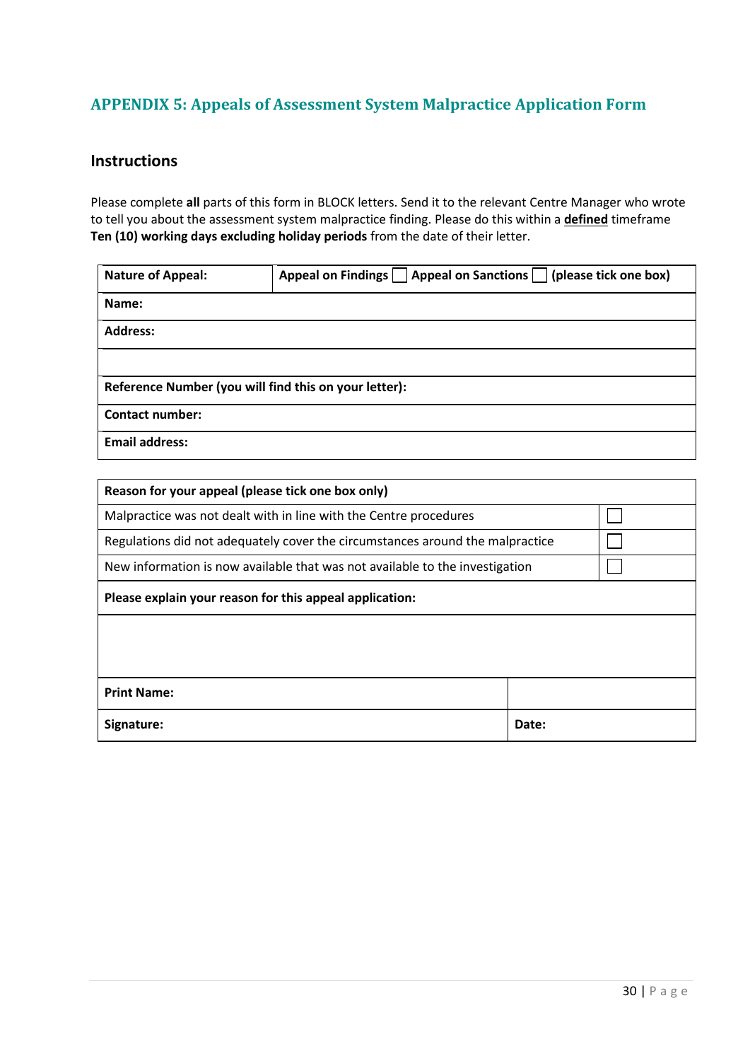## APPENDIX 5: Appeals of Assessment System Malpractice Application Form

### Instructions

Please complete **all** parts of this form in BLOCK letters. Send it to the relevant Centre Manager who wrote to tell you about the assessment system malpractice finding. Please do this within a **defined** timeframe **Ten (10) working days excluding holiday periods** from the date of their letter.

| **Nature of Appeal:** | **Appeal on Findings** ☐ **Appeal on Sanctions** ☐ **(please tick one box)** |
|---|---|
| **Name:** | |
| **Address:** | |
| | |
| **Reference Number (you will find this on your letter):** | |
| **Contact number:** | |
| **Email address:** | |

| **Reason for your appeal (please tick one box only)** | |
|---|---|
| Malpractice was not dealt with in line with the Centre procedures | ☐ |
| Regulations did not adequately cover the circumstances around the malpractice | ☐ |
| New information is now available that was not available to the investigation | ☐ |
| **Please explain your reason for this appeal application:** | |
| | |
| **Print Name:** | |
| **Signature:** | **Date:** |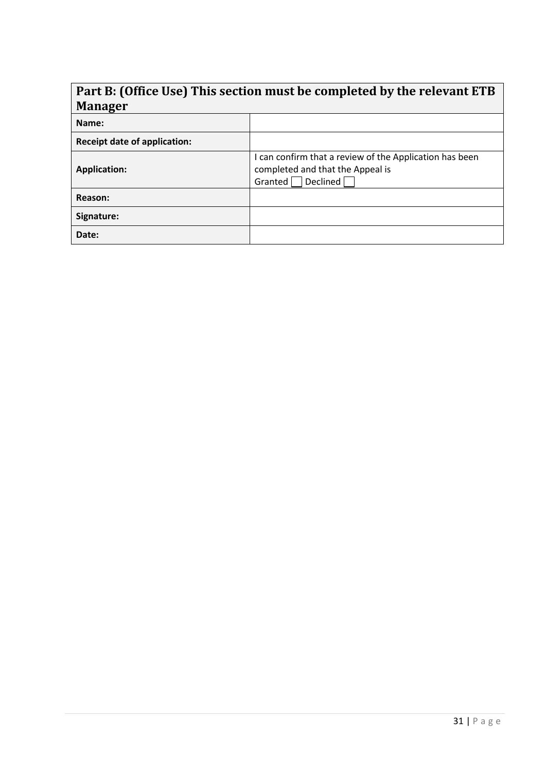| Part B: (Office Use) This section must be completed by the relevant ETB Manager | |
|---|---|
| **Name:** | |
| **Receipt date of application:** | |
| **Application:** | I can confirm that a review of the Application has been completed and that the Appeal is Granted ☐ Declined ☐ |
| **Reason:** | |
| **Signature:** | |
| **Date:** | |